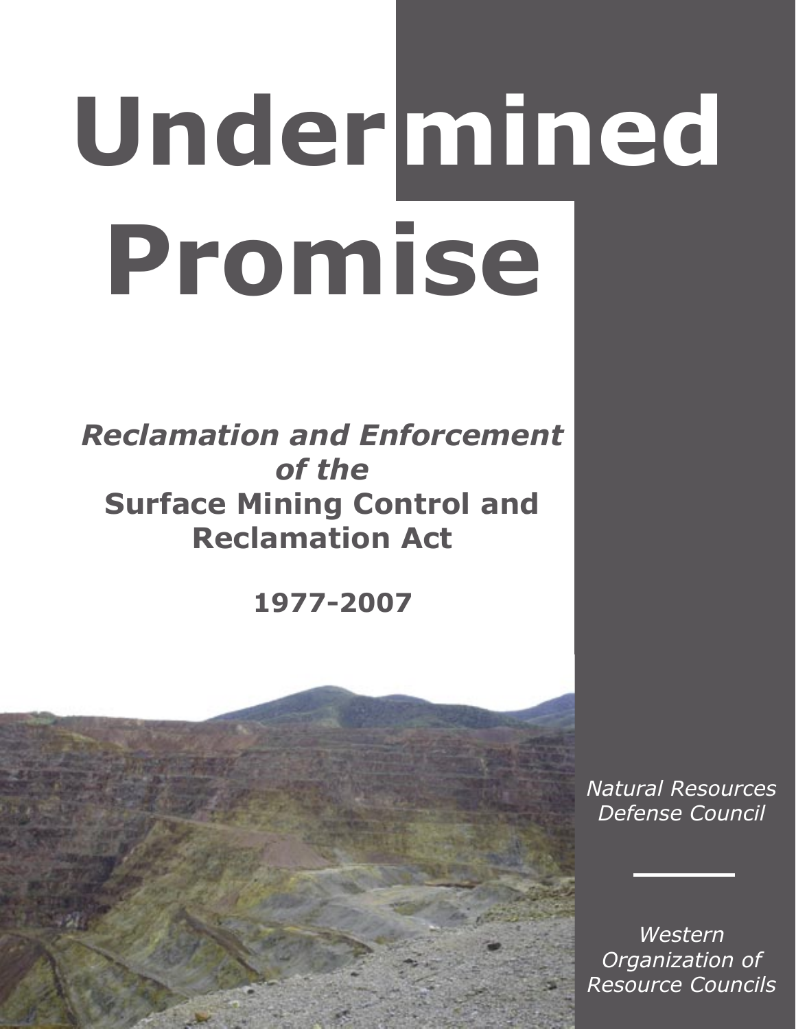# Undermined Promise

***Reclamation and Enforcement of the***
**Surface Mining Control and Reclamation Act**

**1977-2007**

*Natural Resources Defense Council*

*Western Organization of Resource Councils*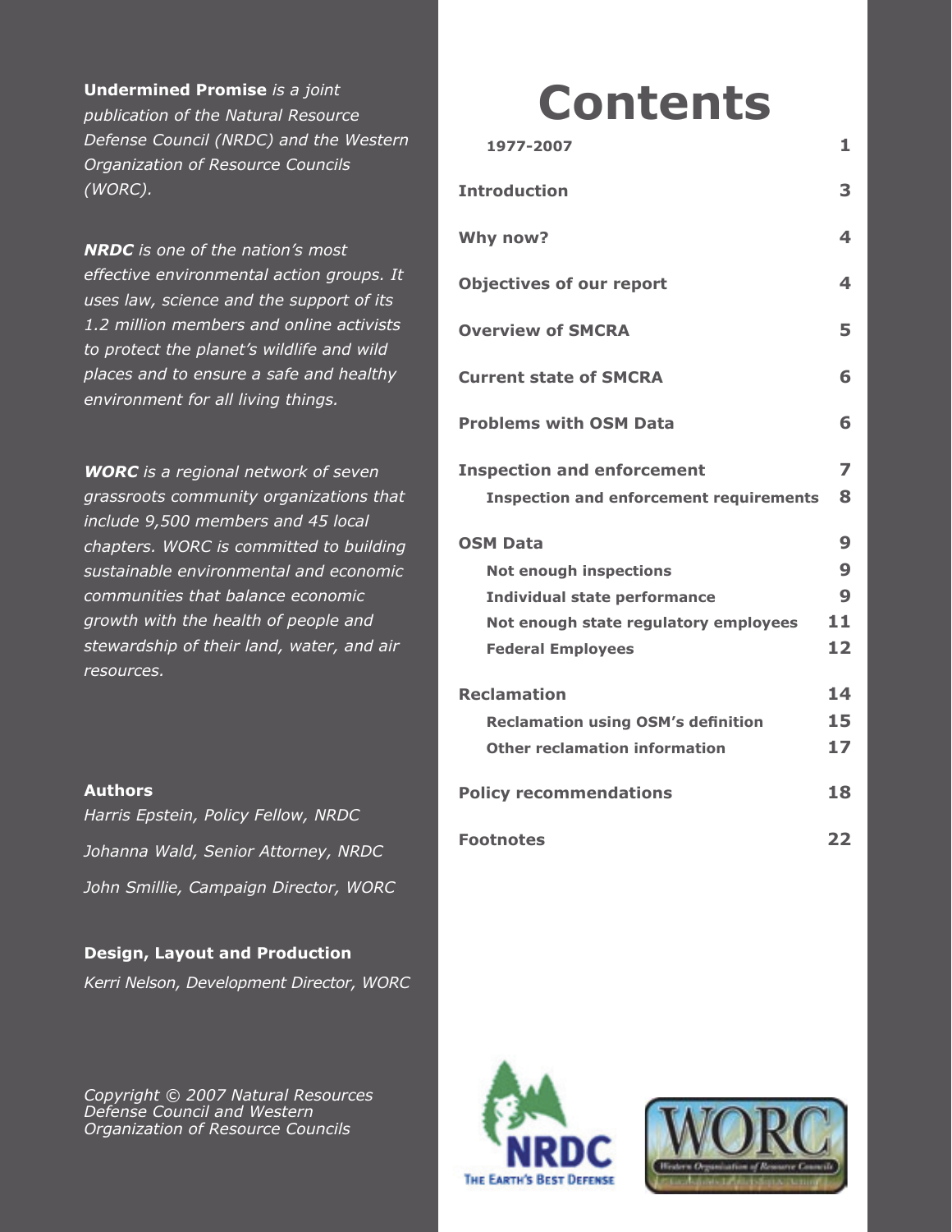**Undermined Promise** *is a joint publication of the Natural Resource Defense Council (NRDC) and the Western Organization of Resource Councils (WORC).*

***NRDC*** *is one of the nation's most effective environmental action groups. It uses law, science and the support of its 1.2 million members and online activists to protect the planet's wildlife and wild places and to ensure a safe and healthy environment for all living things.*

***WORC*** *is a regional network of seven grassroots community organizations that include 9,500 members and 45 local chapters. WORC is committed to building sustainable environmental and economic communities that balance economic growth with the health of people and stewardship of their land, water, and air resources.*

**Authors**

*Harris Epstein, Policy Fellow, NRDC*

*Johanna Wald, Senior Attorney, NRDC*

*John Smillie, Campaign Director, WORC*

**Design, Layout and Production**

*Kerri Nelson, Development Director, WORC*

*Copyright © 2007 Natural Resources Defense Council and Western Organization of Resource Councils*

# Contents

| | |
|---|---|
| **1977-2007** | **1** |
| **Introduction** | **3** |
| **Why now?** | **4** |
| **Objectives of our report** | **4** |
| **Overview of SMCRA** | **5** |
| **Current state of SMCRA** | **6** |
| **Problems with OSM Data** | **6** |
| **Inspection and enforcement** | **7** |
| **Inspection and enforcement requirements** | **8** |
| **OSM Data** | **9** |
| **Not enough inspections** | **9** |
| **Individual state performance** | **9** |
| **Not enough state regulatory employees** | **11** |
| **Federal Employees** | **12** |
| **Reclamation** | **14** |
| **Reclamation using OSM's definition** | **15** |
| **Other reclamation information** | **17** |
| **Policy recommendations** | **18** |
| **Footnotes** | **22** |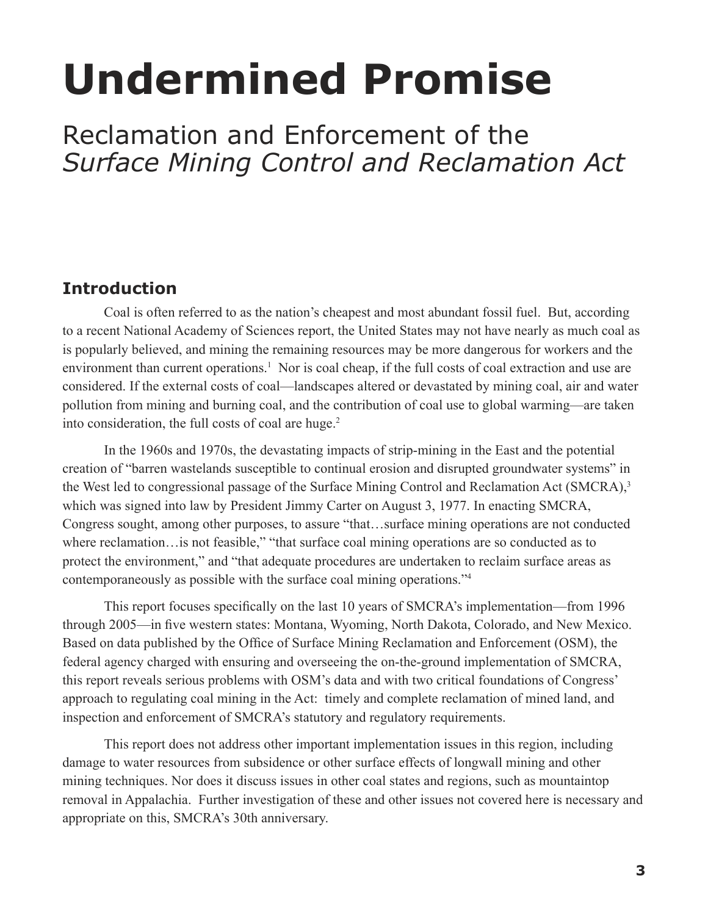# Undermined Promise

## Reclamation and Enforcement of the *Surface Mining Control and Reclamation Act*

### Introduction

Coal is often referred to as the nation's cheapest and most abundant fossil fuel. But, according to a recent National Academy of Sciences report, the United States may not have nearly as much coal as is popularly believed, and mining the remaining resources may be more dangerous for workers and the environment than current operations.[1] Nor is coal cheap, if the full costs of coal extraction and use are considered. If the external costs of coal—landscapes altered or devastated by mining coal, air and water pollution from mining and burning coal, and the contribution of coal use to global warming—are taken into consideration, the full costs of coal are huge.[2]

In the 1960s and 1970s, the devastating impacts of strip-mining in the East and the potential creation of "barren wastelands susceptible to continual erosion and disrupted groundwater systems" in the West led to congressional passage of the Surface Mining Control and Reclamation Act (SMCRA),[3] which was signed into law by President Jimmy Carter on August 3, 1977. In enacting SMCRA, Congress sought, among other purposes, to assure "that…surface mining operations are not conducted where reclamation…is not feasible," "that surface coal mining operations are so conducted as to protect the environment," and "that adequate procedures are undertaken to reclaim surface areas as contemporaneously as possible with the surface coal mining operations."[4]

This report focuses specifically on the last 10 years of SMCRA's implementation—from 1996 through 2005—in five western states: Montana, Wyoming, North Dakota, Colorado, and New Mexico. Based on data published by the Office of Surface Mining Reclamation and Enforcement (OSM), the federal agency charged with ensuring and overseeing the on-the-ground implementation of SMCRA, this report reveals serious problems with OSM's data and with two critical foundations of Congress' approach to regulating coal mining in the Act: timely and complete reclamation of mined land, and inspection and enforcement of SMCRA's statutory and regulatory requirements.

This report does not address other important implementation issues in this region, including damage to water resources from subsidence or other surface effects of longwall mining and other mining techniques. Nor does it discuss issues in other coal states and regions, such as mountaintop removal in Appalachia. Further investigation of these and other issues not covered here is necessary and appropriate on this, SMCRA's 30th anniversary.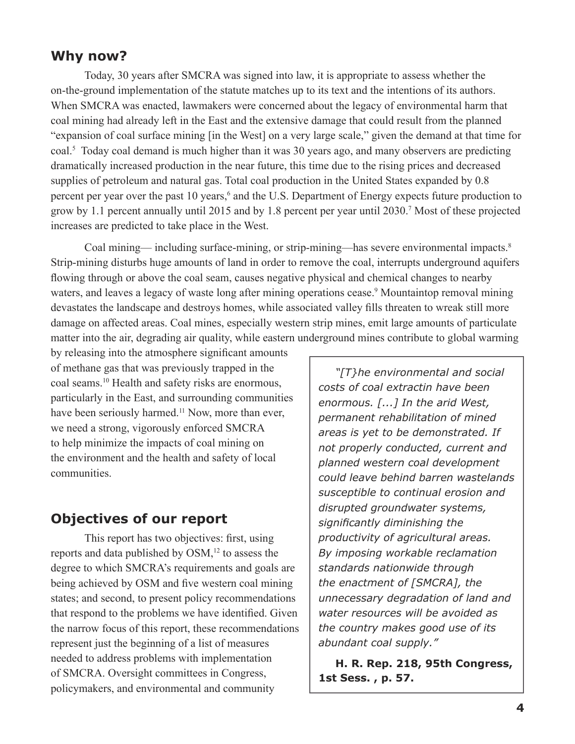## Why now?

Today, 30 years after SMCRA was signed into law, it is appropriate to assess whether the on-the-ground implementation of the statute matches up to its text and the intentions of its authors. When SMCRA was enacted, lawmakers were concerned about the legacy of environmental harm that coal mining had already left in the East and the extensive damage that could result from the planned "expansion of coal surface mining [in the West] on a very large scale," given the demand at that time for coal.[5] Today coal demand is much higher than it was 30 years ago, and many observers are predicting dramatically increased production in the near future, this time due to the rising prices and decreased supplies of petroleum and natural gas. Total coal production in the United States expanded by 0.8 percent per year over the past 10 years,[6] and the U.S. Department of Energy expects future production to grow by 1.1 percent annually until 2015 and by 1.8 percent per year until 2030.[7] Most of these projected increases are predicted to take place in the West.

Coal mining— including surface-mining, or strip-mining—has severe environmental impacts.[8] Strip-mining disturbs huge amounts of land in order to remove the coal, interrupts underground aquifers flowing through or above the coal seam, causes negative physical and chemical changes to nearby waters, and leaves a legacy of waste long after mining operations cease.[9] Mountaintop removal mining devastates the landscape and destroys homes, while associated valley fills threaten to wreak still more damage on affected areas. Coal mines, especially western strip mines, emit large amounts of particulate matter into the air, degrading air quality, while eastern underground mines contribute to global warming by releasing into the atmosphere significant amounts of methane gas that was previously trapped in the coal seams.[10] Health and safety risks are enormous, particularly in the East, and surrounding communities have been seriously harmed.[11] Now, more than ever, we need a strong, vigorously enforced SMCRA to help minimize the impacts of coal mining on the environment and the health and safety of local communities.

> *"[T}he environmental and social costs of coal extractin have been enormous. [...] In the arid West, permanent rehabilitation of mined areas is yet to be demonstrated. If not properly conducted, current and planned western coal development could leave behind barren wastelands susceptible to continual erosion and disrupted groundwater systems, significantly diminishing the productivity of agricultural areas. By imposing workable reclamation standards nationwide through the enactment of [SMCRA], the unnecessary degradation of land and water resources will be avoided as the country makes good use of its abundant coal supply."*
>
> **H. R. Rep. 218, 95th Congress, 1st Sess. , p. 57.**

## Objectives of our report

This report has two objectives: first, using reports and data published by OSM,[12] to assess the degree to which SMCRA's requirements and goals are being achieved by OSM and five western coal mining states; and second, to present policy recommendations that respond to the problems we have identified. Given the narrow focus of this report, these recommendations represent just the beginning of a list of measures needed to address problems with implementation of SMCRA. Oversight committees in Congress, policymakers, and environmental and community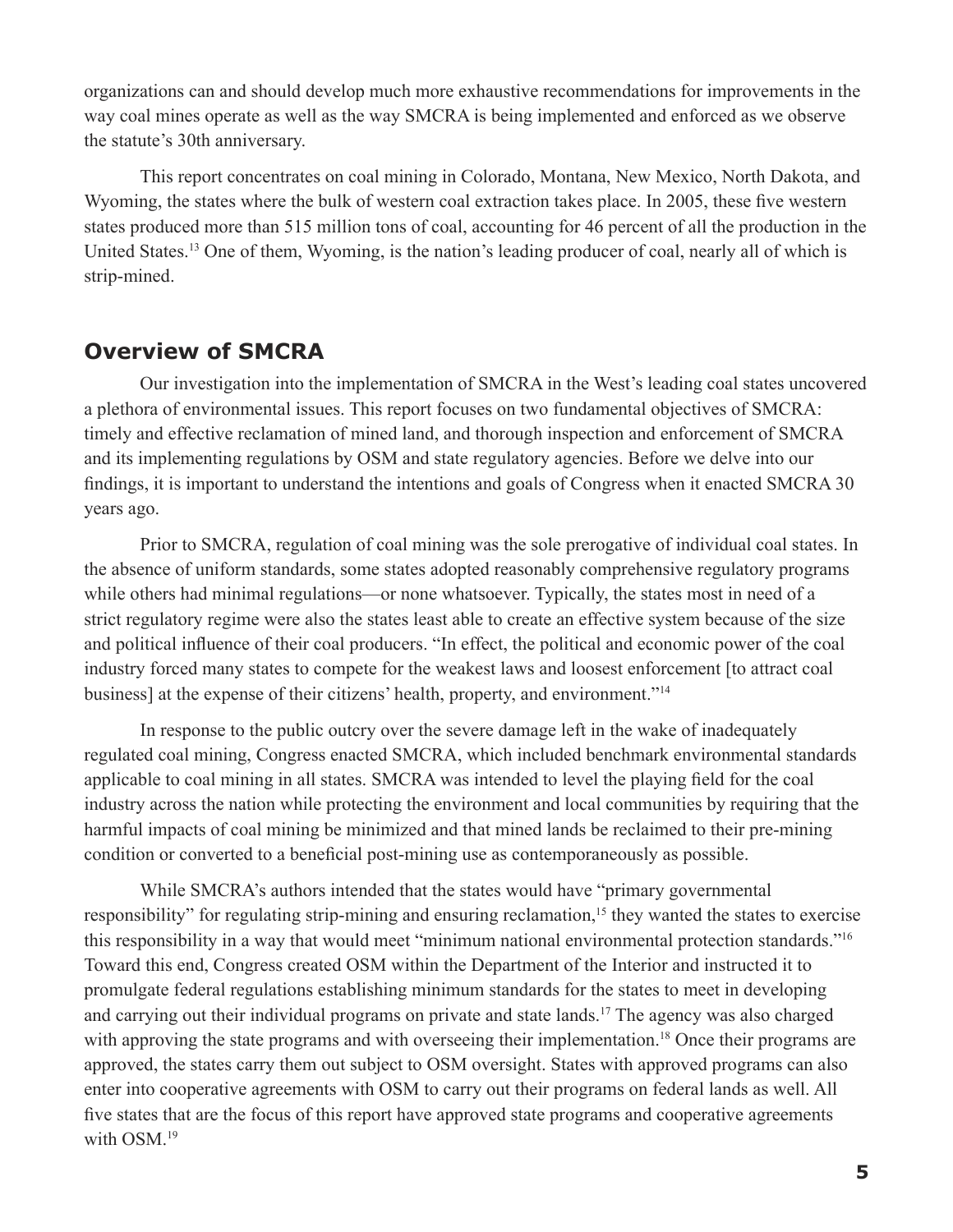organizations can and should develop much more exhaustive recommendations for improvements in the way coal mines operate as well as the way SMCRA is being implemented and enforced as we observe the statute's 30th anniversary.

This report concentrates on coal mining in Colorado, Montana, New Mexico, North Dakota, and Wyoming, the states where the bulk of western coal extraction takes place. In 2005, these five western states produced more than 515 million tons of coal, accounting for 46 percent of all the production in the United States.[13] One of them, Wyoming, is the nation's leading producer of coal, nearly all of which is strip-mined.

## Overview of SMCRA

Our investigation into the implementation of SMCRA in the West's leading coal states uncovered a plethora of environmental issues. This report focuses on two fundamental objectives of SMCRA: timely and effective reclamation of mined land, and thorough inspection and enforcement of SMCRA and its implementing regulations by OSM and state regulatory agencies. Before we delve into our findings, it is important to understand the intentions and goals of Congress when it enacted SMCRA 30 years ago.

Prior to SMCRA, regulation of coal mining was the sole prerogative of individual coal states. In the absence of uniform standards, some states adopted reasonably comprehensive regulatory programs while others had minimal regulations—or none whatsoever. Typically, the states most in need of a strict regulatory regime were also the states least able to create an effective system because of the size and political influence of their coal producers. "In effect, the political and economic power of the coal industry forced many states to compete for the weakest laws and loosest enforcement [to attract coal business] at the expense of their citizens' health, property, and environment."[14]

In response to the public outcry over the severe damage left in the wake of inadequately regulated coal mining, Congress enacted SMCRA, which included benchmark environmental standards applicable to coal mining in all states. SMCRA was intended to level the playing field for the coal industry across the nation while protecting the environment and local communities by requiring that the harmful impacts of coal mining be minimized and that mined lands be reclaimed to their pre-mining condition or converted to a beneficial post-mining use as contemporaneously as possible.

While SMCRA's authors intended that the states would have "primary governmental responsibility" for regulating strip-mining and ensuring reclamation,[15] they wanted the states to exercise this responsibility in a way that would meet "minimum national environmental protection standards."[16] Toward this end, Congress created OSM within the Department of the Interior and instructed it to promulgate federal regulations establishing minimum standards for the states to meet in developing and carrying out their individual programs on private and state lands.[17] The agency was also charged with approving the state programs and with overseeing their implementation.[18] Once their programs are approved, the states carry them out subject to OSM oversight. States with approved programs can also enter into cooperative agreements with OSM to carry out their programs on federal lands as well. All five states that are the focus of this report have approved state programs and cooperative agreements with OSM.[19]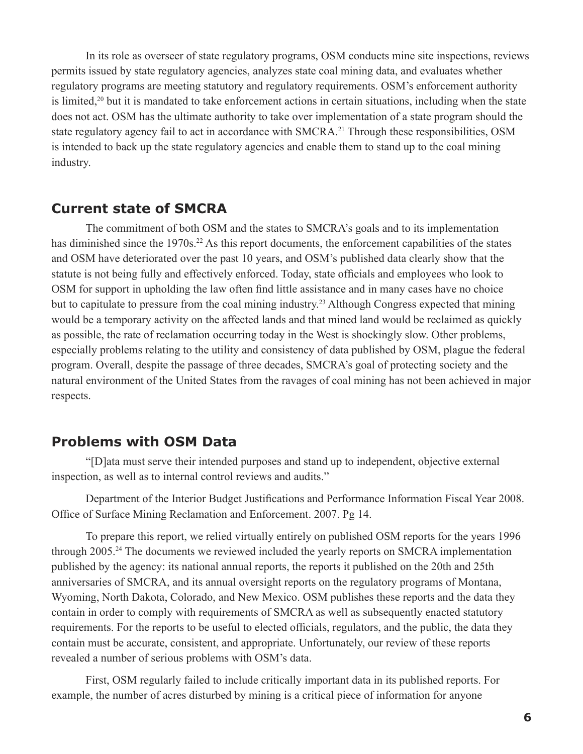In its role as overseer of state regulatory programs, OSM conducts mine site inspections, reviews permits issued by state regulatory agencies, analyzes state coal mining data, and evaluates whether regulatory programs are meeting statutory and regulatory requirements. OSM's enforcement authority is limited,[20] but it is mandated to take enforcement actions in certain situations, including when the state does not act. OSM has the ultimate authority to take over implementation of a state program should the state regulatory agency fail to act in accordance with SMCRA.[21] Through these responsibilities, OSM is intended to back up the state regulatory agencies and enable them to stand up to the coal mining industry.

## Current state of SMCRA

The commitment of both OSM and the states to SMCRA's goals and to its implementation has diminished since the 1970s.[22] As this report documents, the enforcement capabilities of the states and OSM have deteriorated over the past 10 years, and OSM's published data clearly show that the statute is not being fully and effectively enforced. Today, state officials and employees who look to OSM for support in upholding the law often find little assistance and in many cases have no choice but to capitulate to pressure from the coal mining industry.[23] Although Congress expected that mining would be a temporary activity on the affected lands and that mined land would be reclaimed as quickly as possible, the rate of reclamation occurring today in the West is shockingly slow. Other problems, especially problems relating to the utility and consistency of data published by OSM, plague the federal program. Overall, despite the passage of three decades, SMCRA's goal of protecting society and the natural environment of the United States from the ravages of coal mining has not been achieved in major respects.

## Problems with OSM Data

"[D]ata must serve their intended purposes and stand up to independent, objective external inspection, as well as to internal control reviews and audits."

Department of the Interior Budget Justifications and Performance Information Fiscal Year 2008. Office of Surface Mining Reclamation and Enforcement. 2007. Pg 14.

To prepare this report, we relied virtually entirely on published OSM reports for the years 1996 through 2005.[24] The documents we reviewed included the yearly reports on SMCRA implementation published by the agency: its national annual reports, the reports it published on the 20th and 25th anniversaries of SMCRA, and its annual oversight reports on the regulatory programs of Montana, Wyoming, North Dakota, Colorado, and New Mexico. OSM publishes these reports and the data they contain in order to comply with requirements of SMCRA as well as subsequently enacted statutory requirements. For the reports to be useful to elected officials, regulators, and the public, the data they contain must be accurate, consistent, and appropriate. Unfortunately, our review of these reports revealed a number of serious problems with OSM's data.

First, OSM regularly failed to include critically important data in its published reports. For example, the number of acres disturbed by mining is a critical piece of information for anyone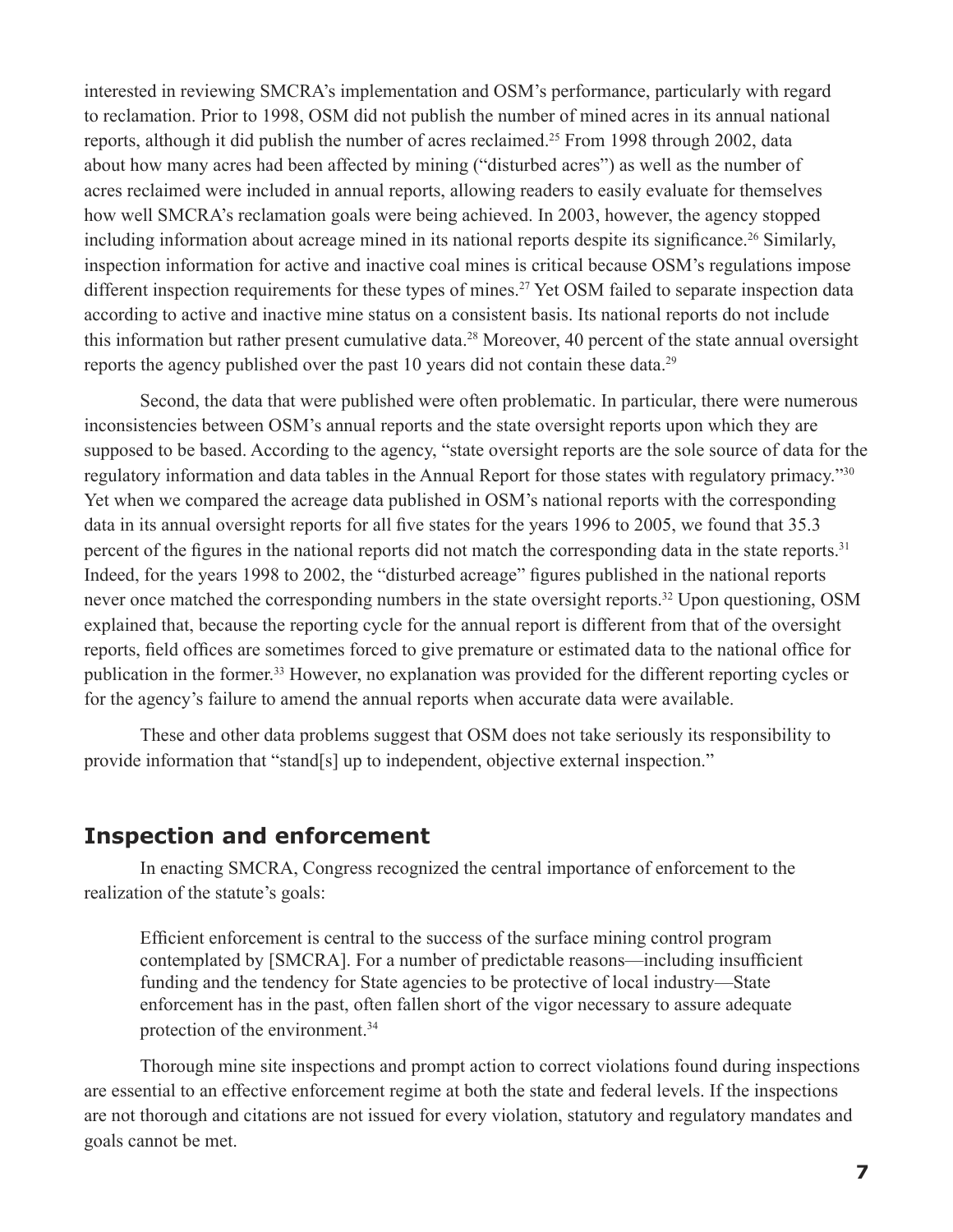interested in reviewing SMCRA's implementation and OSM's performance, particularly with regard to reclamation. Prior to 1998, OSM did not publish the number of mined acres in its annual national reports, although it did publish the number of acres reclaimed.[25] From 1998 through 2002, data about how many acres had been affected by mining ("disturbed acres") as well as the number of acres reclaimed were included in annual reports, allowing readers to easily evaluate for themselves how well SMCRA's reclamation goals were being achieved. In 2003, however, the agency stopped including information about acreage mined in its national reports despite its significance.[26] Similarly, inspection information for active and inactive coal mines is critical because OSM's regulations impose different inspection requirements for these types of mines.[27] Yet OSM failed to separate inspection data according to active and inactive mine status on a consistent basis. Its national reports do not include this information but rather present cumulative data.[28] Moreover, 40 percent of the state annual oversight reports the agency published over the past 10 years did not contain these data.[29]

Second, the data that were published were often problematic. In particular, there were numerous inconsistencies between OSM's annual reports and the state oversight reports upon which they are supposed to be based. According to the agency, "state oversight reports are the sole source of data for the regulatory information and data tables in the Annual Report for those states with regulatory primacy."[30] Yet when we compared the acreage data published in OSM's national reports with the corresponding data in its annual oversight reports for all five states for the years 1996 to 2005, we found that 35.3 percent of the figures in the national reports did not match the corresponding data in the state reports.[31] Indeed, for the years 1998 to 2002, the "disturbed acreage" figures published in the national reports never once matched the corresponding numbers in the state oversight reports.[32] Upon questioning, OSM explained that, because the reporting cycle for the annual report is different from that of the oversight reports, field offices are sometimes forced to give premature or estimated data to the national office for publication in the former.[33] However, no explanation was provided for the different reporting cycles or for the agency's failure to amend the annual reports when accurate data were available.

These and other data problems suggest that OSM does not take seriously its responsibility to provide information that "stand[s] up to independent, objective external inspection."

## Inspection and enforcement

In enacting SMCRA, Congress recognized the central importance of enforcement to the realization of the statute's goals:

> Efficient enforcement is central to the success of the surface mining control program contemplated by [SMCRA]. For a number of predictable reasons—including insufficient funding and the tendency for State agencies to be protective of local industry—State enforcement has in the past, often fallen short of the vigor necessary to assure adequate protection of the environment.[34]

Thorough mine site inspections and prompt action to correct violations found during inspections are essential to an effective enforcement regime at both the state and federal levels. If the inspections are not thorough and citations are not issued for every violation, statutory and regulatory mandates and goals cannot be met.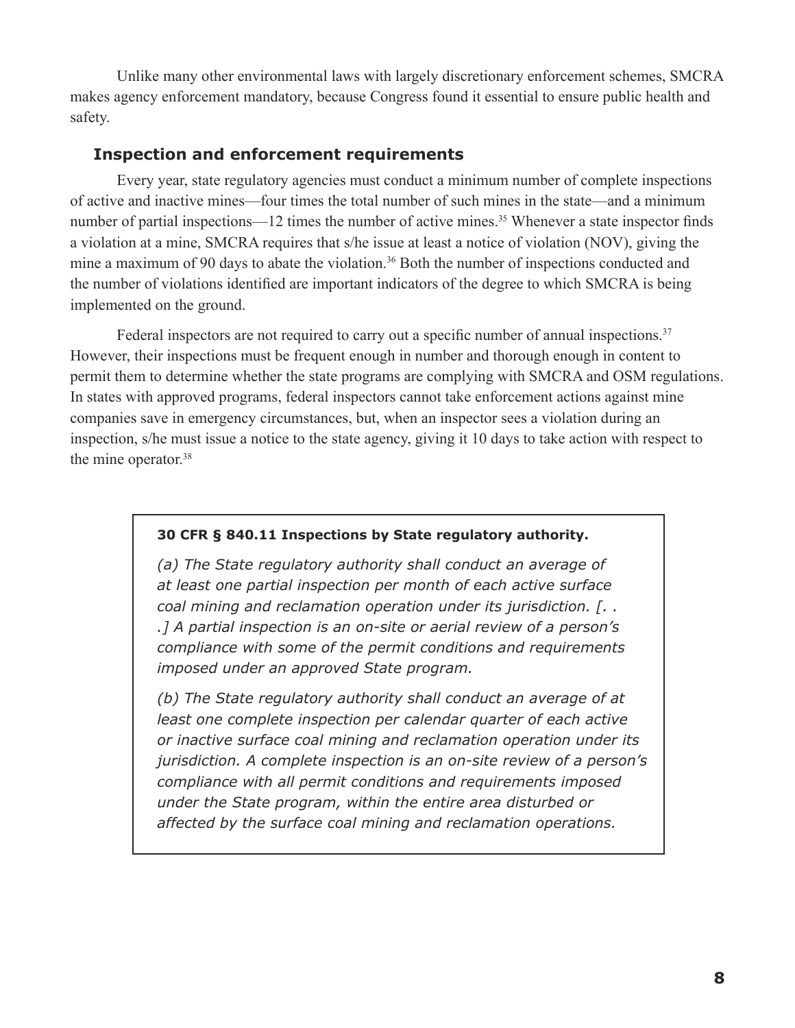Unlike many other environmental laws with largely discretionary enforcement schemes, SMCRA makes agency enforcement mandatory, because Congress found it essential to ensure public health and safety.

### Inspection and enforcement requirements

Every year, state regulatory agencies must conduct a minimum number of complete inspections of active and inactive mines—four times the total number of such mines in the state—and a minimum number of partial inspections—12 times the number of active mines.[35] Whenever a state inspector finds a violation at a mine, SMCRA requires that s/he issue at least a notice of violation (NOV), giving the mine a maximum of 90 days to abate the violation.[36] Both the number of inspections conducted and the number of violations identified are important indicators of the degree to which SMCRA is being implemented on the ground.

Federal inspectors are not required to carry out a specific number of annual inspections.[37] However, their inspections must be frequent enough in number and thorough enough in content to permit them to determine whether the state programs are complying with SMCRA and OSM regulations. In states with approved programs, federal inspectors cannot take enforcement actions against mine companies save in emergency circumstances, but, when an inspector sees a violation during an inspection, s/he must issue a notice to the state agency, giving it 10 days to take action with respect to the mine operator.[38]

> **30 CFR § 840.11 Inspections by State regulatory authority.**
>
> *(a) The State regulatory authority shall conduct an average of at least one partial inspection per month of each active surface coal mining and reclamation operation under its jurisdiction. [. . .] A partial inspection is an on-site or aerial review of a person's compliance with some of the permit conditions and requirements imposed under an approved State program.*
>
> *(b) The State regulatory authority shall conduct an average of at least one complete inspection per calendar quarter of each active or inactive surface coal mining and reclamation operation under its jurisdiction. A complete inspection is an on-site review of a person's compliance with all permit conditions and requirements imposed under the State program, within the entire area disturbed or affected by the surface coal mining and reclamation operations.*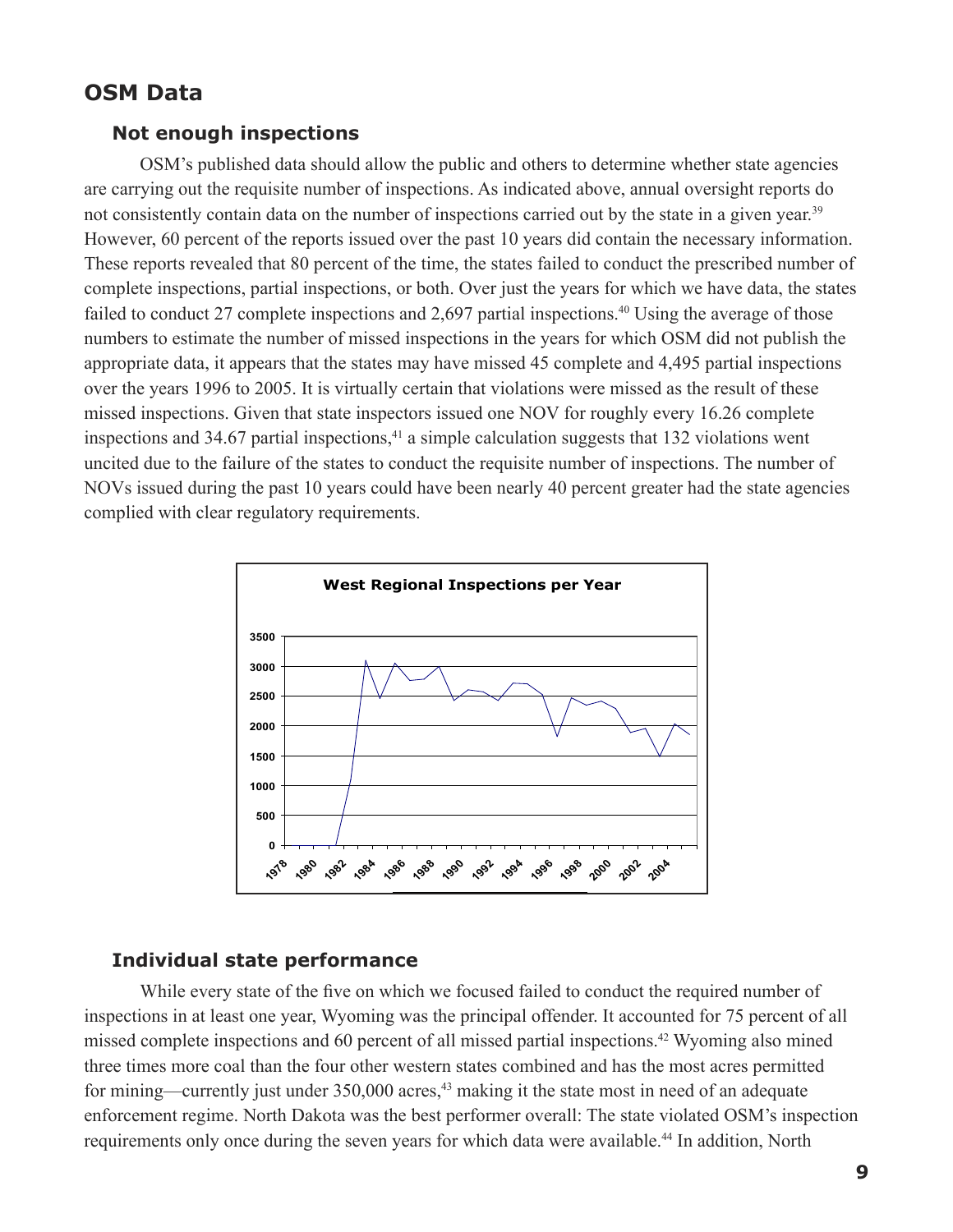## OSM Data

### Not enough inspections

OSM's published data should allow the public and others to determine whether state agencies are carrying out the requisite number of inspections. As indicated above, annual oversight reports do not consistently contain data on the number of inspections carried out by the state in a given year.[39] However, 60 percent of the reports issued over the past 10 years did contain the necessary information. These reports revealed that 80 percent of the time, the states failed to conduct the prescribed number of complete inspections, partial inspections, or both. Over just the years for which we have data, the states failed to conduct 27 complete inspections and 2,697 partial inspections.[40] Using the average of those numbers to estimate the number of missed inspections in the years for which OSM did not publish the appropriate data, it appears that the states may have missed 45 complete and 4,495 partial inspections over the years 1996 to 2005. It is virtually certain that violations were missed as the result of these missed inspections. Given that state inspectors issued one NOV for roughly every 16.26 complete inspections and 34.67 partial inspections,[41] a simple calculation suggests that 132 violations went uncited due to the failure of the states to conduct the requisite number of inspections. The number of NOVs issued during the past 10 years could have been nearly 40 percent greater had the state agencies complied with clear regulatory requirements.

**West Regional Inspections per Year**

### Individual state performance

While every state of the five on which we focused failed to conduct the required number of inspections in at least one year, Wyoming was the principal offender. It accounted for 75 percent of all missed complete inspections and 60 percent of all missed partial inspections.[42] Wyoming also mined three times more coal than the four other western states combined and has the most acres permitted for mining—currently just under 350,000 acres,[43] making it the state most in need of an adequate enforcement regime. North Dakota was the best performer overall: The state violated OSM's inspection requirements only once during the seven years for which data were available.[44] In addition, North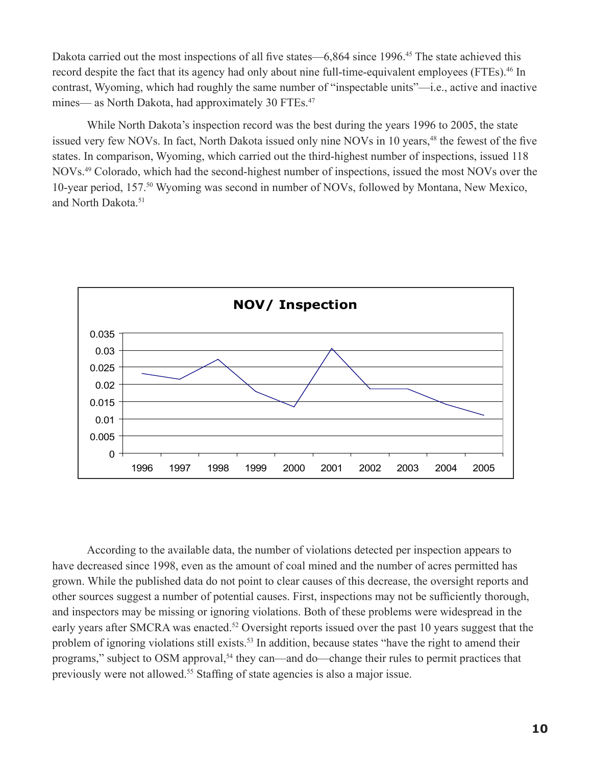Dakota carried out the most inspections of all five states—6,864 since 1996.[45] The state achieved this record despite the fact that its agency had only about nine full-time-equivalent employees (FTEs).[46] In contrast, Wyoming, which had roughly the same number of "inspectable units"—i.e., active and inactive mines— as North Dakota, had approximately 30 FTEs.[47]

While North Dakota's inspection record was the best during the years 1996 to 2005, the state issued very few NOVs. In fact, North Dakota issued only nine NOVs in 10 years,[48] the fewest of the five states. In comparison, Wyoming, which carried out the third-highest number of inspections, issued 118 NOVs.[49] Colorado, which had the second-highest number of inspections, issued the most NOVs over the 10-year period, 157.[50] Wyoming was second in number of NOVs, followed by Montana, New Mexico, and North Dakota.[51]

**NOV/ Inspection**

According to the available data, the number of violations detected per inspection appears to have decreased since 1998, even as the amount of coal mined and the number of acres permitted has grown. While the published data do not point to clear causes of this decrease, the oversight reports and other sources suggest a number of potential causes. First, inspections may not be sufficiently thorough, and inspectors may be missing or ignoring violations. Both of these problems were widespread in the early years after SMCRA was enacted.[52] Oversight reports issued over the past 10 years suggest that the problem of ignoring violations still exists.[53] In addition, because states "have the right to amend their programs," subject to OSM approval,[54] they can—and do—change their rules to permit practices that previously were not allowed.[55] Staffing of state agencies is also a major issue.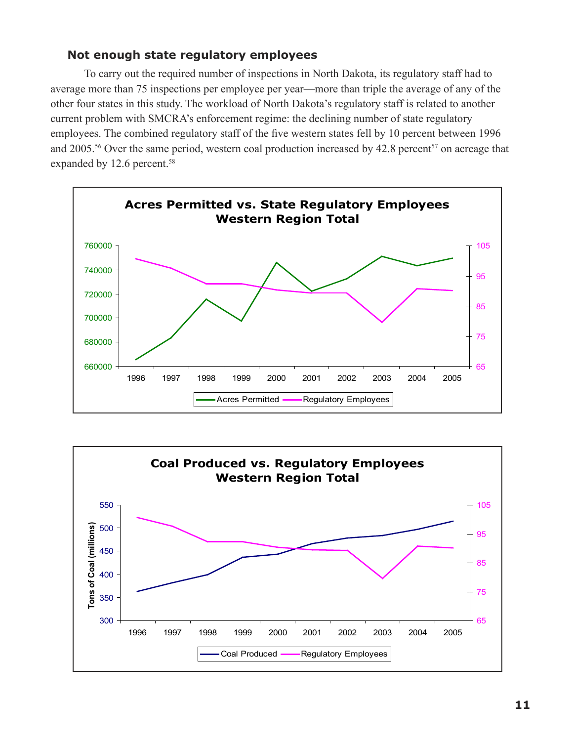### Not enough state regulatory employees

To carry out the required number of inspections in North Dakota, its regulatory staff had to average more than 75 inspections per employee per year—more than triple the average of any of the other four states in this study. The workload of North Dakota's regulatory staff is related to another current problem with SMCRA's enforcement regime: the declining number of state regulatory employees. The combined regulatory staff of the five western states fell by 10 percent between 1996 and 2005.[56] Over the same period, western coal production increased by 42.8 percent[57] on acreage that expanded by 12.6 percent.[58]

**Acres Permitted vs. State Regulatory Employees**
**Western Region Total**

**Coal Produced vs. Regulatory Employees**
**Western Region Total**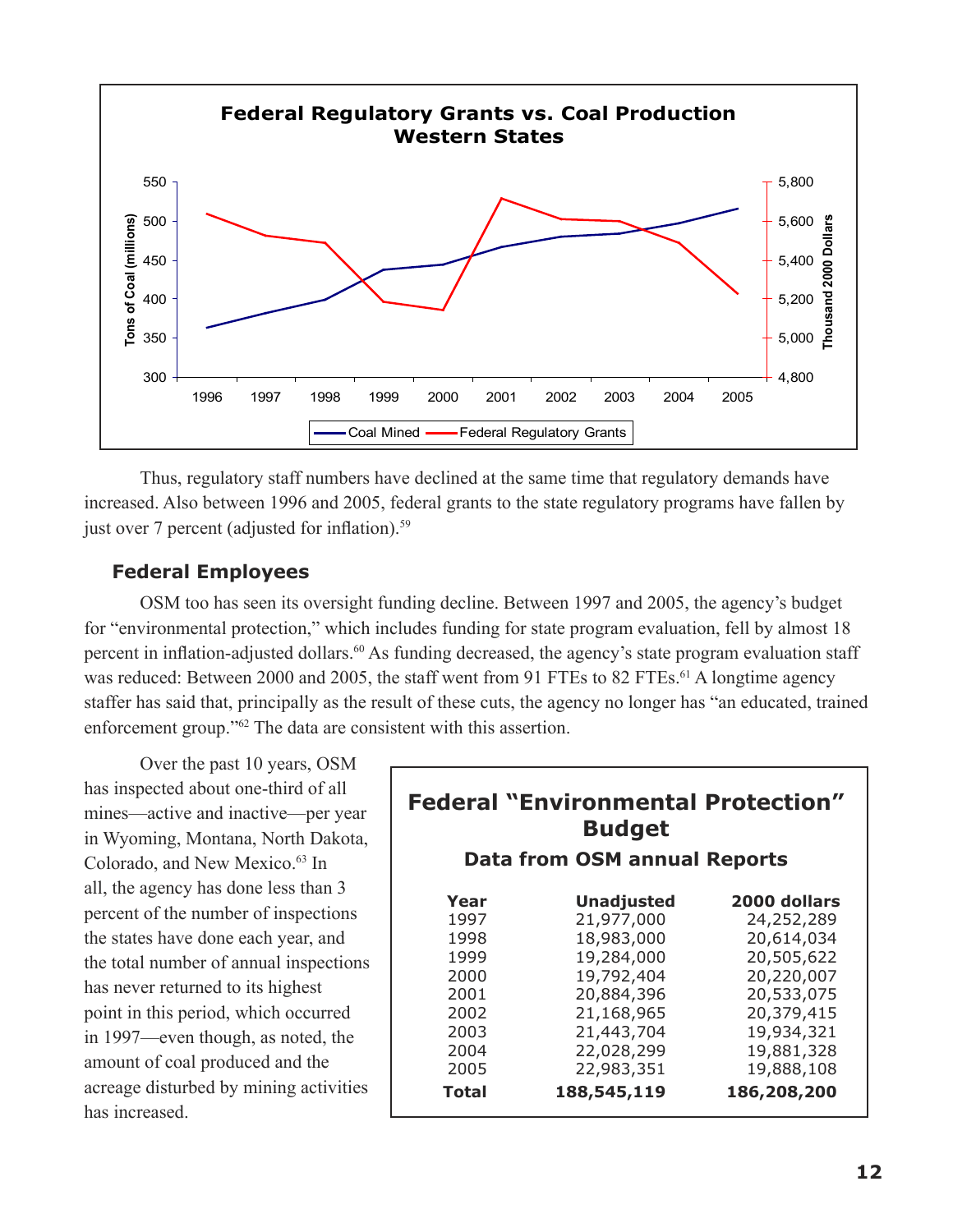**Federal Regulatory Grants vs. Coal Production Western States**

Thus, regulatory staff numbers have declined at the same time that regulatory demands have increased. Also between 1996 and 2005, federal grants to the state regulatory programs have fallen by just over 7 percent (adjusted for inflation).[59]

### Federal Employees

OSM too has seen its oversight funding decline. Between 1997 and 2005, the agency's budget for "environmental protection," which includes funding for state program evaluation, fell by almost 18 percent in inflation-adjusted dollars.[60] As funding decreased, the agency's state program evaluation staff was reduced: Between 2000 and 2005, the staff went from 91 FTEs to 82 FTEs.[61] A longtime agency staffer has said that, principally as the result of these cuts, the agency no longer has "an educated, trained enforcement group."[62] The data are consistent with this assertion.

Over the past 10 years, OSM has inspected about one-third of all mines—active and inactive—per year in Wyoming, Montana, North Dakota, Colorado, and New Mexico.[63] In all, the agency has done less than 3 percent of the number of inspections the states have done each year, and the total number of annual inspections has never returned to its highest point in this period, which occurred in 1997—even though, as noted, the amount of coal produced and the acreage disturbed by mining activities has increased.

**Federal "Environmental Protection" Budget**

**Data from OSM annual Reports**

| Year | Unadjusted | 2000 dollars |
|---|---|---|
| 1997 | 21,977,000 | 24,252,289 |
| 1998 | 18,983,000 | 20,614,034 |
| 1999 | 19,284,000 | 20,505,622 |
| 2000 | 19,792,404 | 20,220,007 |
| 2001 | 20,884,396 | 20,533,075 |
| 2002 | 21,168,965 | 20,379,415 |
| 2003 | 21,443,704 | 19,934,321 |
| 2004 | 22,028,299 | 19,881,328 |
| 2005 | 22,983,351 | 19,888,108 |
| **Total** | **188,545,119** | **186,208,200** |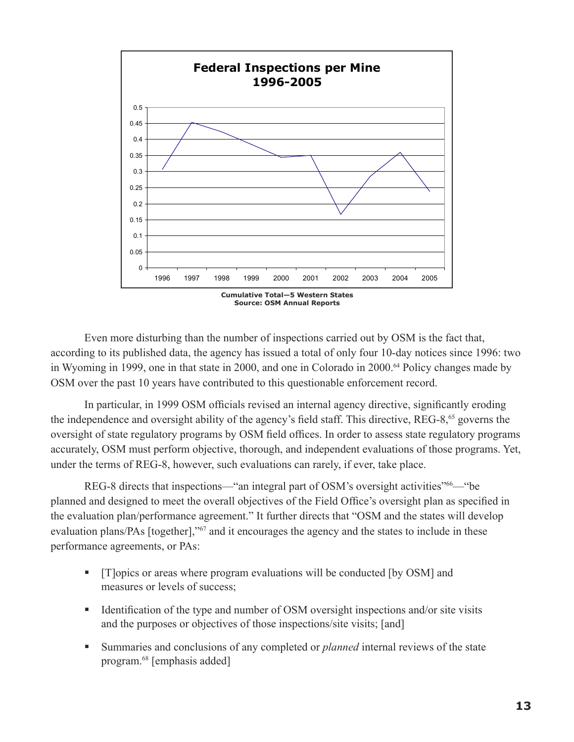**Federal Inspections per Mine 1996-2005**

**Cumulative Total—5 Western States**
**Source: OSM Annual Reports**

Even more disturbing than the number of inspections carried out by OSM is the fact that, according to its published data, the agency has issued a total of only four 10-day notices since 1996: two in Wyoming in 1999, one in that state in 2000, and one in Colorado in 2000.[64] Policy changes made by OSM over the past 10 years have contributed to this questionable enforcement record.

In particular, in 1999 OSM officials revised an internal agency directive, significantly eroding the independence and oversight ability of the agency's field staff. This directive, REG-8,[65] governs the oversight of state regulatory programs by OSM field offices. In order to assess state regulatory programs accurately, OSM must perform objective, thorough, and independent evaluations of those programs. Yet, under the terms of REG-8, however, such evaluations can rarely, if ever, take place.

REG-8 directs that inspections—"an integral part of OSM's oversight activities"[66]—"be planned and designed to meet the overall objectives of the Field Office's oversight plan as specified in the evaluation plan/performance agreement." It further directs that "OSM and the states will develop evaluation plans/PAs [together],"[67] and it encourages the agency and the states to include in these performance agreements, or PAs:

- [T]opics or areas where program evaluations will be conducted [by OSM] and measures or levels of success;
- Identification of the type and number of OSM oversight inspections and/or site visits and the purposes or objectives of those inspections/site visits; [and]
- Summaries and conclusions of any completed or *planned* internal reviews of the state program.[68] [emphasis added]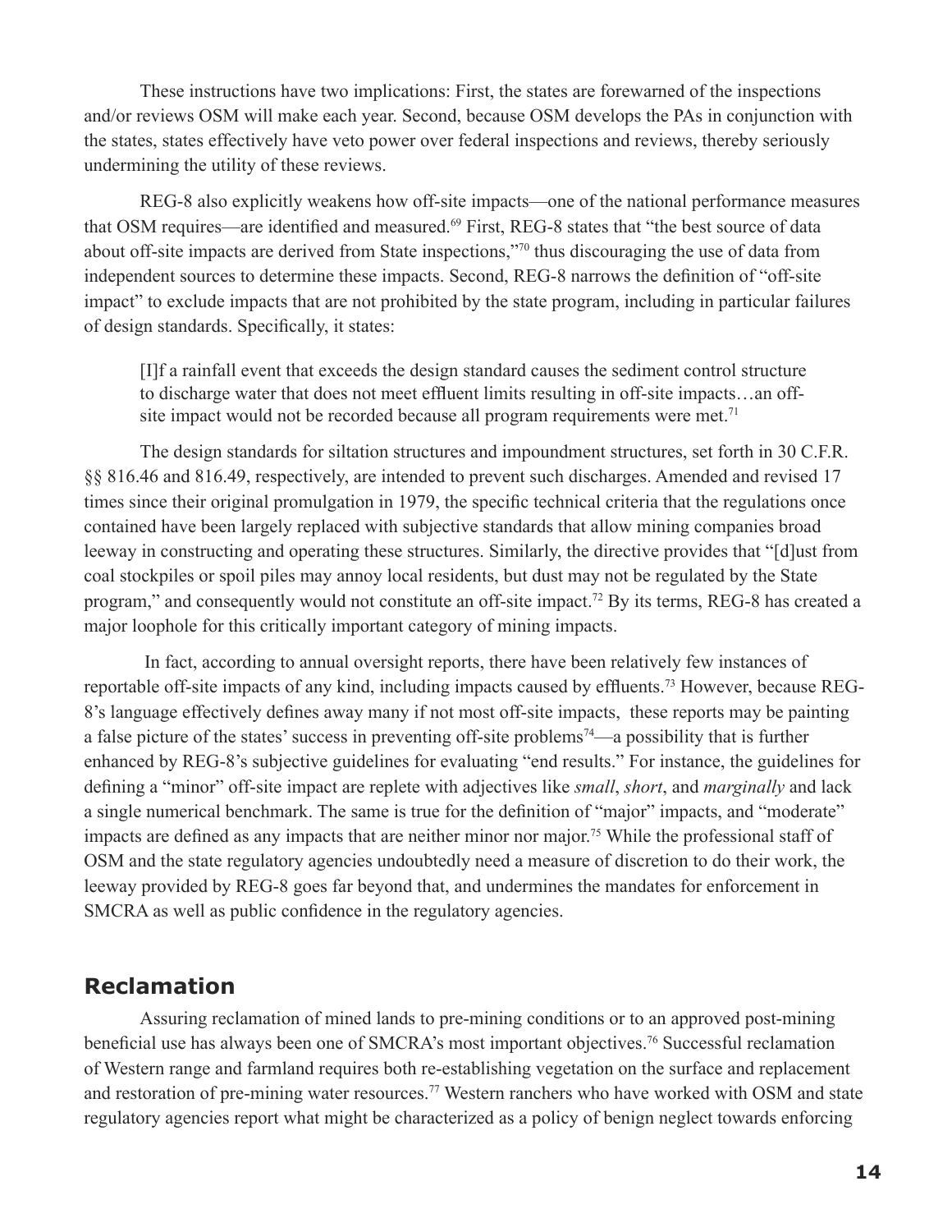These instructions have two implications: First, the states are forewarned of the inspections and/or reviews OSM will make each year. Second, because OSM develops the PAs in conjunction with the states, states effectively have veto power over federal inspections and reviews, thereby seriously undermining the utility of these reviews.

REG-8 also explicitly weakens how off-site impacts—one of the national performance measures that OSM requires—are identified and measured.[69] First, REG-8 states that "the best source of data about off-site impacts are derived from State inspections,"[70] thus discouraging the use of data from independent sources to determine these impacts. Second, REG-8 narrows the definition of "off-site impact" to exclude impacts that are not prohibited by the state program, including in particular failures of design standards. Specifically, it states:

> [I]f a rainfall event that exceeds the design standard causes the sediment control structure to discharge water that does not meet effluent limits resulting in off-site impacts…an off-site impact would not be recorded because all program requirements were met.[71]

The design standards for siltation structures and impoundment structures, set forth in 30 C.F.R. §§ 816.46 and 816.49, respectively, are intended to prevent such discharges. Amended and revised 17 times since their original promulgation in 1979, the specific technical criteria that the regulations once contained have been largely replaced with subjective standards that allow mining companies broad leeway in constructing and operating these structures. Similarly, the directive provides that "[d]ust from coal stockpiles or spoil piles may annoy local residents, but dust may not be regulated by the State program," and consequently would not constitute an off-site impact.[72] By its terms, REG-8 has created a major loophole for this critically important category of mining impacts.

In fact, according to annual oversight reports, there have been relatively few instances of reportable off-site impacts of any kind, including impacts caused by effluents.[73] However, because REG-8's language effectively defines away many if not most off-site impacts, these reports may be painting a false picture of the states' success in preventing off-site problems[74]—a possibility that is further enhanced by REG-8's subjective guidelines for evaluating "end results." For instance, the guidelines for defining a "minor" off-site impact are replete with adjectives like *small*, *short*, and *marginally* and lack a single numerical benchmark. The same is true for the definition of "major" impacts, and "moderate" impacts are defined as any impacts that are neither minor nor major.[75] While the professional staff of OSM and the state regulatory agencies undoubtedly need a measure of discretion to do their work, the leeway provided by REG-8 goes far beyond that, and undermines the mandates for enforcement in SMCRA as well as public confidence in the regulatory agencies.

## Reclamation

Assuring reclamation of mined lands to pre-mining conditions or to an approved post-mining beneficial use has always been one of SMCRA's most important objectives.[76] Successful reclamation of Western range and farmland requires both re-establishing vegetation on the surface and replacement and restoration of pre-mining water resources.[77] Western ranchers who have worked with OSM and state regulatory agencies report what might be characterized as a policy of benign neglect towards enforcing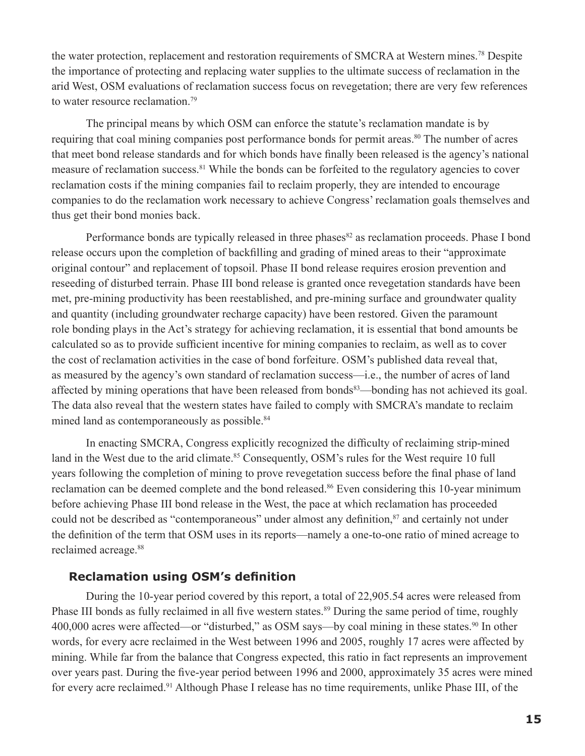the water protection, replacement and restoration requirements of SMCRA at Western mines.[78] Despite the importance of protecting and replacing water supplies to the ultimate success of reclamation in the arid West, OSM evaluations of reclamation success focus on revegetation; there are very few references to water resource reclamation.[79]

The principal means by which OSM can enforce the statute's reclamation mandate is by requiring that coal mining companies post performance bonds for permit areas.[80] The number of acres that meet bond release standards and for which bonds have finally been released is the agency's national measure of reclamation success.[81] While the bonds can be forfeited to the regulatory agencies to cover reclamation costs if the mining companies fail to reclaim properly, they are intended to encourage companies to do the reclamation work necessary to achieve Congress' reclamation goals themselves and thus get their bond monies back.

Performance bonds are typically released in three phases[82] as reclamation proceeds. Phase I bond release occurs upon the completion of backfilling and grading of mined areas to their "approximate original contour" and replacement of topsoil. Phase II bond release requires erosion prevention and reseeding of disturbed terrain. Phase III bond release is granted once revegetation standards have been met, pre-mining productivity has been reestablished, and pre-mining surface and groundwater quality and quantity (including groundwater recharge capacity) have been restored. Given the paramount role bonding plays in the Act's strategy for achieving reclamation, it is essential that bond amounts be calculated so as to provide sufficient incentive for mining companies to reclaim, as well as to cover the cost of reclamation activities in the case of bond forfeiture. OSM's published data reveal that, as measured by the agency's own standard of reclamation success—i.e., the number of acres of land affected by mining operations that have been released from bonds[83]—bonding has not achieved its goal. The data also reveal that the western states have failed to comply with SMCRA's mandate to reclaim mined land as contemporaneously as possible.[84]

In enacting SMCRA, Congress explicitly recognized the difficulty of reclaiming strip-mined land in the West due to the arid climate.[85] Consequently, OSM's rules for the West require 10 full years following the completion of mining to prove revegetation success before the final phase of land reclamation can be deemed complete and the bond released.[86] Even considering this 10-year minimum before achieving Phase III bond release in the West, the pace at which reclamation has proceeded could not be described as "contemporaneous" under almost any definition,[87] and certainly not under the definition of the term that OSM uses in its reports—namely a one-to-one ratio of mined acreage to reclaimed acreage.[88]

### Reclamation using OSM's definition

During the 10-year period covered by this report, a total of 22,905.54 acres were released from Phase III bonds as fully reclaimed in all five western states.[89] During the same period of time, roughly 400,000 acres were affected—or "disturbed," as OSM says—by coal mining in these states.[90] In other words, for every acre reclaimed in the West between 1996 and 2005, roughly 17 acres were affected by mining. While far from the balance that Congress expected, this ratio in fact represents an improvement over years past. During the five-year period between 1996 and 2000, approximately 35 acres were mined for every acre reclaimed.[91] Although Phase I release has no time requirements, unlike Phase III, of the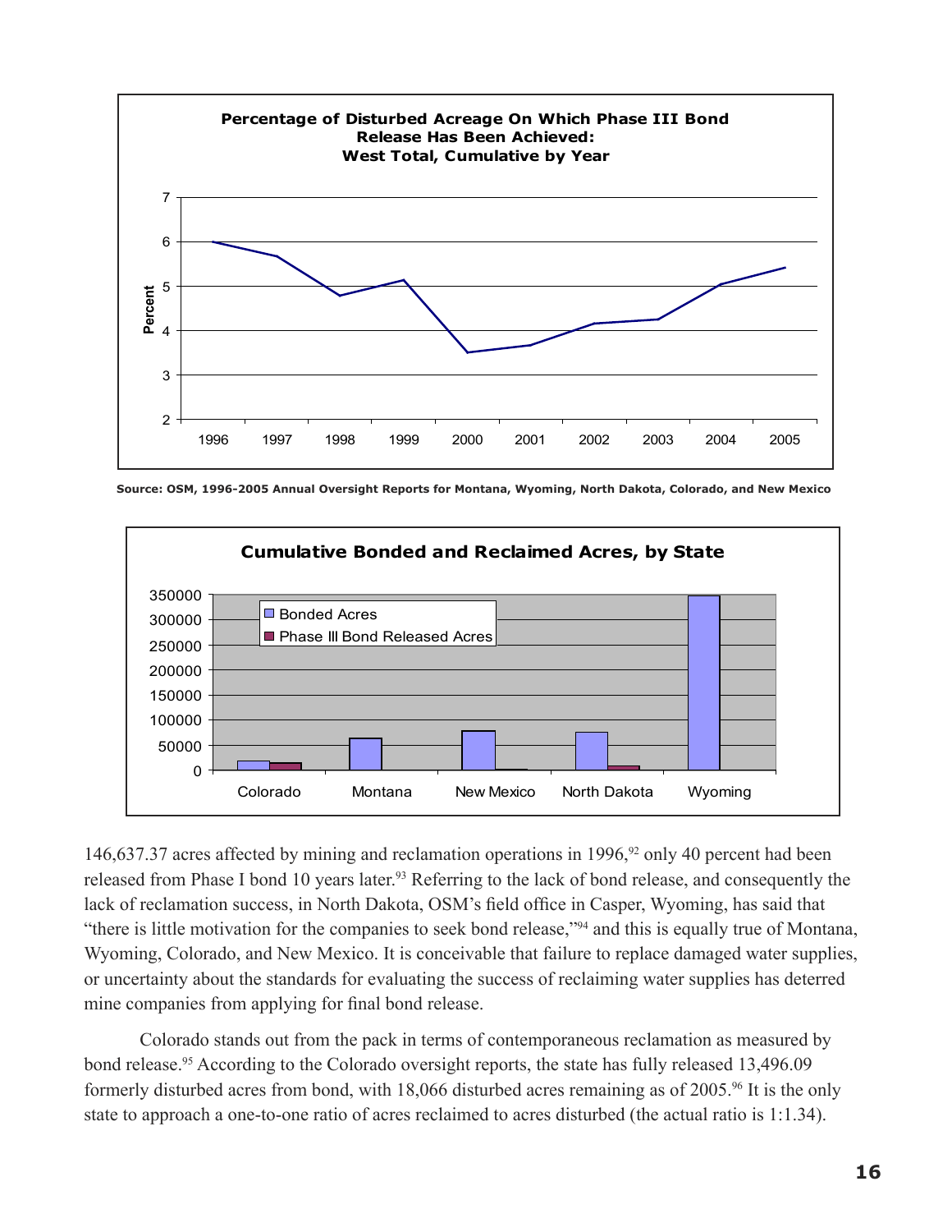**Percentage of Disturbed Acreage On Which Phase III Bond Release Has Been Achieved: West Total, Cumulative by Year**

Source: OSM, 1996-2005 Annual Oversight Reports for Montana, Wyoming, North Dakota, Colorado, and New Mexico

**Cumulative Bonded and Reclaimed Acres, by State**

146,637.37 acres affected by mining and reclamation operations in 1996,[92] only 40 percent had been released from Phase I bond 10 years later.[93] Referring to the lack of bond release, and consequently the lack of reclamation success, in North Dakota, OSM's field office in Casper, Wyoming, has said that "there is little motivation for the companies to seek bond release,"[94] and this is equally true of Montana, Wyoming, Colorado, and New Mexico. It is conceivable that failure to replace damaged water supplies, or uncertainty about the standards for evaluating the success of reclaiming water supplies has deterred mine companies from applying for final bond release.

Colorado stands out from the pack in terms of contemporaneous reclamation as measured by bond release.[95] According to the Colorado oversight reports, the state has fully released 13,496.09 formerly disturbed acres from bond, with 18,066 disturbed acres remaining as of 2005.[96] It is the only state to approach a one-to-one ratio of acres reclaimed to acres disturbed (the actual ratio is 1:1.34).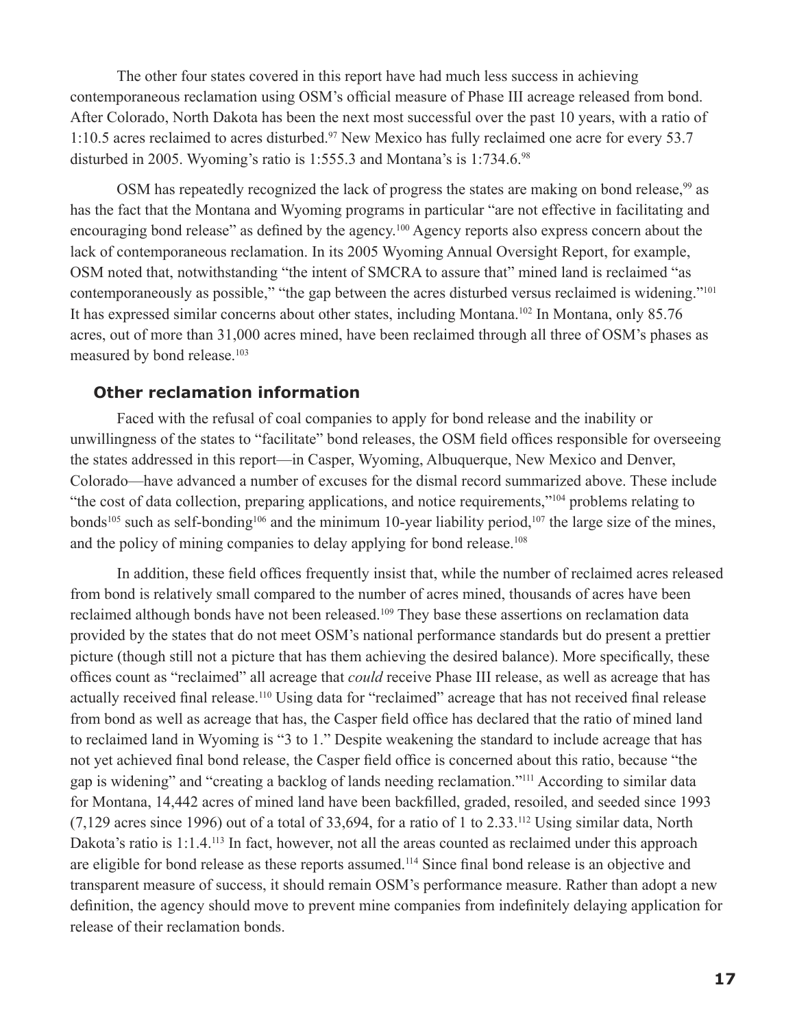The other four states covered in this report have had much less success in achieving contemporaneous reclamation using OSM's official measure of Phase III acreage released from bond. After Colorado, North Dakota has been the next most successful over the past 10 years, with a ratio of 1:10.5 acres reclaimed to acres disturbed.[97] New Mexico has fully reclaimed one acre for every 53.7 disturbed in 2005. Wyoming's ratio is 1:555.3 and Montana's is 1:734.6.[98]

OSM has repeatedly recognized the lack of progress the states are making on bond release,[99] as has the fact that the Montana and Wyoming programs in particular "are not effective in facilitating and encouraging bond release" as defined by the agency.[100] Agency reports also express concern about the lack of contemporaneous reclamation. In its 2005 Wyoming Annual Oversight Report, for example, OSM noted that, notwithstanding "the intent of SMCRA to assure that" mined land is reclaimed "as contemporaneously as possible," "the gap between the acres disturbed versus reclaimed is widening."[101] It has expressed similar concerns about other states, including Montana.[102] In Montana, only 85.76 acres, out of more than 31,000 acres mined, have been reclaimed through all three of OSM's phases as measured by bond release.[103]

### Other reclamation information

Faced with the refusal of coal companies to apply for bond release and the inability or unwillingness of the states to "facilitate" bond releases, the OSM field offices responsible for overseeing the states addressed in this report—in Casper, Wyoming, Albuquerque, New Mexico and Denver, Colorado—have advanced a number of excuses for the dismal record summarized above. These include "the cost of data collection, preparing applications, and notice requirements,"[104] problems relating to bonds[105] such as self-bonding[106] and the minimum 10-year liability period,[107] the large size of the mines, and the policy of mining companies to delay applying for bond release.[108]

In addition, these field offices frequently insist that, while the number of reclaimed acres released from bond is relatively small compared to the number of acres mined, thousands of acres have been reclaimed although bonds have not been released.[109] They base these assertions on reclamation data provided by the states that do not meet OSM's national performance standards but do present a prettier picture (though still not a picture that has them achieving the desired balance). More specifically, these offices count as "reclaimed" all acreage that *could* receive Phase III release, as well as acreage that has actually received final release.[110] Using data for "reclaimed" acreage that has not received final release from bond as well as acreage that has, the Casper field office has declared that the ratio of mined land to reclaimed land in Wyoming is "3 to 1." Despite weakening the standard to include acreage that has not yet achieved final bond release, the Casper field office is concerned about this ratio, because "the gap is widening" and "creating a backlog of lands needing reclamation."[111] According to similar data for Montana, 14,442 acres of mined land have been backfilled, graded, resoiled, and seeded since 1993 (7,129 acres since 1996) out of a total of 33,694, for a ratio of 1 to 2.33.[112] Using similar data, North Dakota's ratio is 1:1.4.[113] In fact, however, not all the areas counted as reclaimed under this approach are eligible for bond release as these reports assumed.[114] Since final bond release is an objective and transparent measure of success, it should remain OSM's performance measure. Rather than adopt a new definition, the agency should move to prevent mine companies from indefinitely delaying application for release of their reclamation bonds.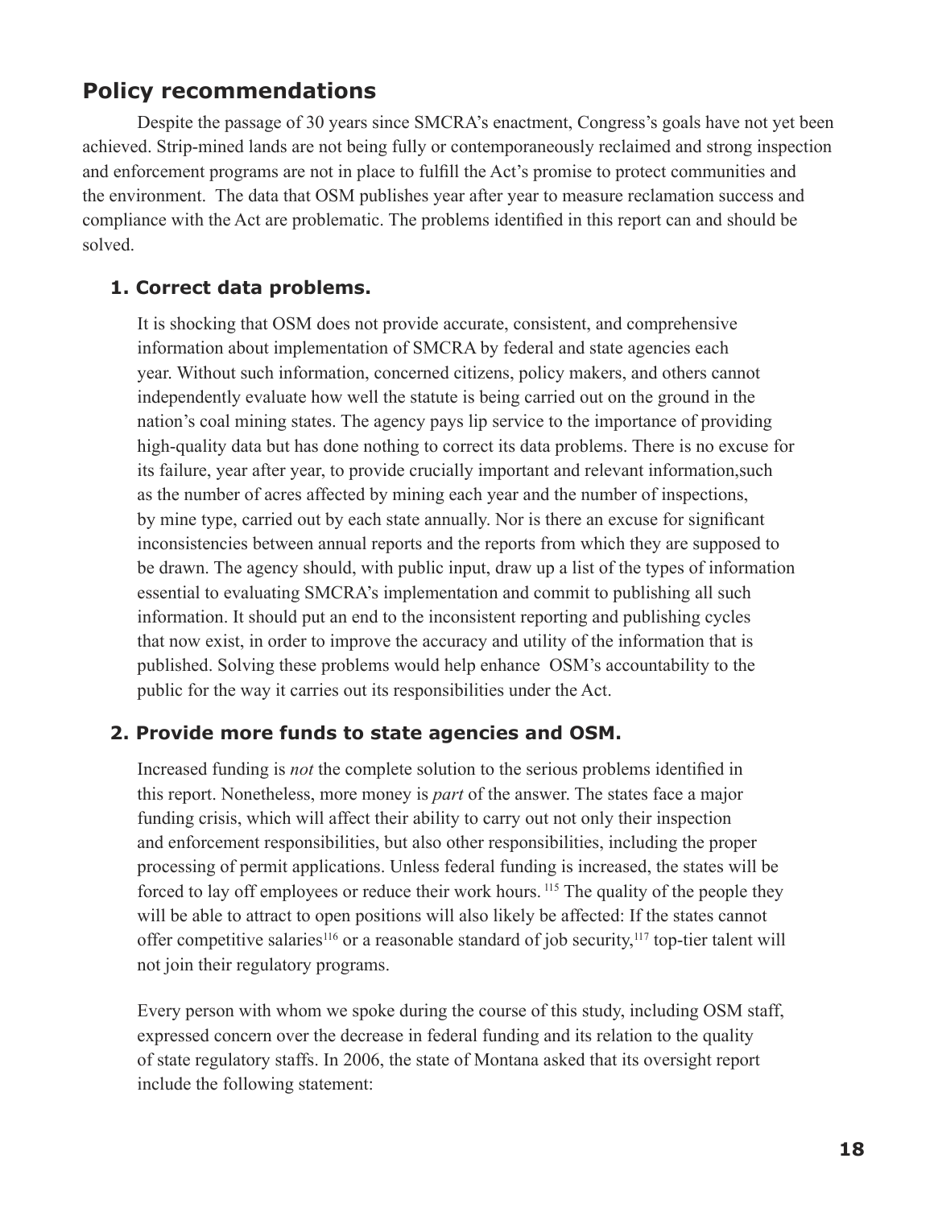## Policy recommendations

Despite the passage of 30 years since SMCRA's enactment, Congress's goals have not yet been achieved. Strip-mined lands are not being fully or contemporaneously reclaimed and strong inspection and enforcement programs are not in place to fulfill the Act's promise to protect communities and the environment. The data that OSM publishes year after year to measure reclamation success and compliance with the Act are problematic. The problems identified in this report can and should be solved.

### 1. Correct data problems.

It is shocking that OSM does not provide accurate, consistent, and comprehensive information about implementation of SMCRA by federal and state agencies each year. Without such information, concerned citizens, policy makers, and others cannot independently evaluate how well the statute is being carried out on the ground in the nation's coal mining states. The agency pays lip service to the importance of providing high-quality data but has done nothing to correct its data problems. There is no excuse for its failure, year after year, to provide crucially important and relevant information,such as the number of acres affected by mining each year and the number of inspections, by mine type, carried out by each state annually. Nor is there an excuse for significant inconsistencies between annual reports and the reports from which they are supposed to be drawn. The agency should, with public input, draw up a list of the types of information essential to evaluating SMCRA's implementation and commit to publishing all such information. It should put an end to the inconsistent reporting and publishing cycles that now exist, in order to improve the accuracy and utility of the information that is published. Solving these problems would help enhance OSM's accountability to the public for the way it carries out its responsibilities under the Act.

### 2. Provide more funds to state agencies and OSM.

Increased funding is *not* the complete solution to the serious problems identified in this report. Nonetheless, more money is *part* of the answer. The states face a major funding crisis, which will affect their ability to carry out not only their inspection and enforcement responsibilities, but also other responsibilities, including the proper processing of permit applications. Unless federal funding is increased, the states will be forced to lay off employees or reduce their work hours. [115] The quality of the people they will be able to attract to open positions will also likely be affected: If the states cannot offer competitive salaries[116] or a reasonable standard of job security,[117] top-tier talent will not join their regulatory programs.

Every person with whom we spoke during the course of this study, including OSM staff, expressed concern over the decrease in federal funding and its relation to the quality of state regulatory staffs. In 2006, the state of Montana asked that its oversight report include the following statement: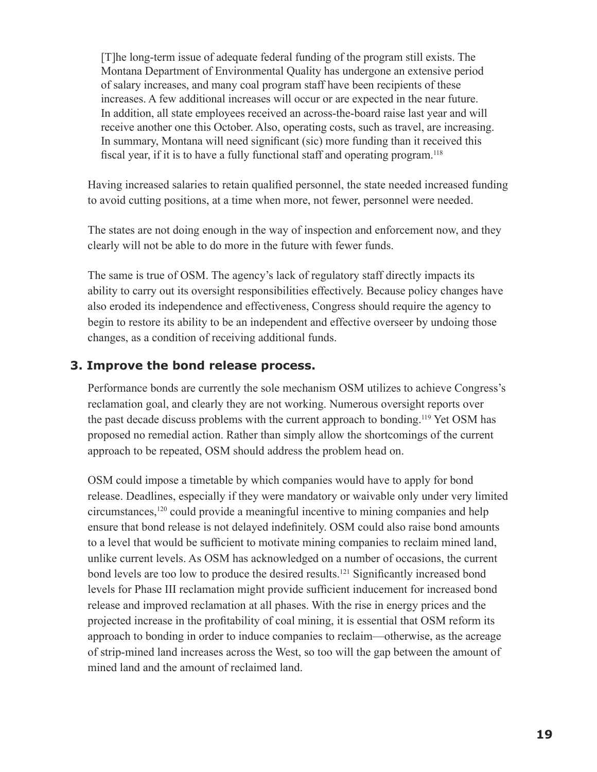> [T]he long-term issue of adequate federal funding of the program still exists. The Montana Department of Environmental Quality has undergone an extensive period of salary increases, and many coal program staff have been recipients of these increases. A few additional increases will occur or are expected in the near future. In addition, all state employees received an across-the-board raise last year and will receive another one this October. Also, operating costs, such as travel, are increasing. In summary, Montana will need significant (sic) more funding than it received this fiscal year, if it is to have a fully functional staff and operating program.[118]

Having increased salaries to retain qualified personnel, the state needed increased funding to avoid cutting positions, at a time when more, not fewer, personnel were needed.

The states are not doing enough in the way of inspection and enforcement now, and they clearly will not be able to do more in the future with fewer funds.

The same is true of OSM. The agency's lack of regulatory staff directly impacts its ability to carry out its oversight responsibilities effectively. Because policy changes have also eroded its independence and effectiveness, Congress should require the agency to begin to restore its ability to be an independent and effective overseer by undoing those changes, as a condition of receiving additional funds.

### 3. Improve the bond release process.

Performance bonds are currently the sole mechanism OSM utilizes to achieve Congress's reclamation goal, and clearly they are not working. Numerous oversight reports over the past decade discuss problems with the current approach to bonding.[119] Yet OSM has proposed no remedial action. Rather than simply allow the shortcomings of the current approach to be repeated, OSM should address the problem head on.

OSM could impose a timetable by which companies would have to apply for bond release. Deadlines, especially if they were mandatory or waivable only under very limited circumstances,[120] could provide a meaningful incentive to mining companies and help ensure that bond release is not delayed indefinitely. OSM could also raise bond amounts to a level that would be sufficient to motivate mining companies to reclaim mined land, unlike current levels. As OSM has acknowledged on a number of occasions, the current bond levels are too low to produce the desired results.[121] Significantly increased bond levels for Phase III reclamation might provide sufficient inducement for increased bond release and improved reclamation at all phases. With the rise in energy prices and the projected increase in the profitability of coal mining, it is essential that OSM reform its approach to bonding in order to induce companies to reclaim—otherwise, as the acreage of strip-mined land increases across the West, so too will the gap between the amount of mined land and the amount of reclaimed land.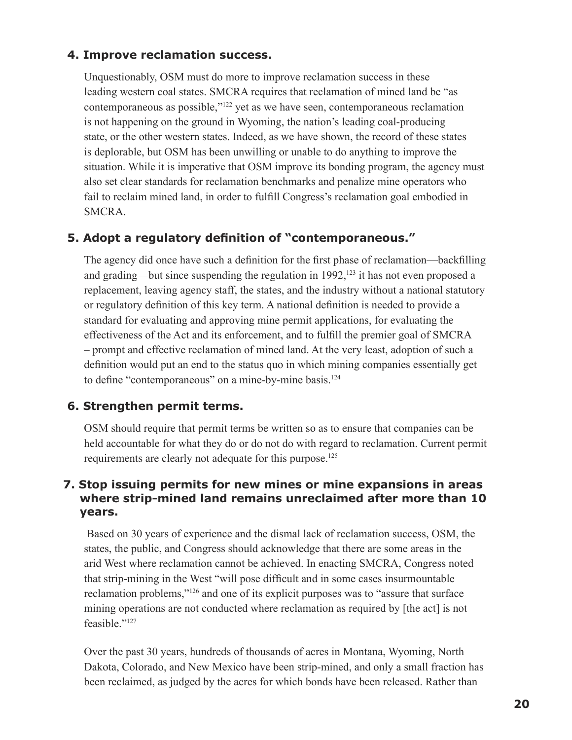### 4. Improve reclamation success.

Unquestionably, OSM must do more to improve reclamation success in these leading western coal states. SMCRA requires that reclamation of mined land be "as contemporaneous as possible,"[122] yet as we have seen, contemporaneous reclamation is not happening on the ground in Wyoming, the nation's leading coal-producing state, or the other western states. Indeed, as we have shown, the record of these states is deplorable, but OSM has been unwilling or unable to do anything to improve the situation. While it is imperative that OSM improve its bonding program, the agency must also set clear standards for reclamation benchmarks and penalize mine operators who fail to reclaim mined land, in order to fulfill Congress's reclamation goal embodied in SMCRA.

### 5. Adopt a regulatory definition of "contemporaneous."

The agency did once have such a definition for the first phase of reclamation—backfilling and grading—but since suspending the regulation in 1992,[123] it has not even proposed a replacement, leaving agency staff, the states, and the industry without a national statutory or regulatory definition of this key term. A national definition is needed to provide a standard for evaluating and approving mine permit applications, for evaluating the effectiveness of the Act and its enforcement, and to fulfill the premier goal of SMCRA – prompt and effective reclamation of mined land. At the very least, adoption of such a definition would put an end to the status quo in which mining companies essentially get to define "contemporaneous" on a mine-by-mine basis.[124]

### 6. Strengthen permit terms.

OSM should require that permit terms be written so as to ensure that companies can be held accountable for what they do or do not do with regard to reclamation. Current permit requirements are clearly not adequate for this purpose.[125]

### 7. Stop issuing permits for new mines or mine expansions in areas where strip-mined land remains unreclaimed after more than 10 years.

Based on 30 years of experience and the dismal lack of reclamation success, OSM, the states, the public, and Congress should acknowledge that there are some areas in the arid West where reclamation cannot be achieved. In enacting SMCRA, Congress noted that strip-mining in the West "will pose difficult and in some cases insurmountable reclamation problems,"[126] and one of its explicit purposes was to "assure that surface mining operations are not conducted where reclamation as required by [the act] is not feasible."[127]

Over the past 30 years, hundreds of thousands of acres in Montana, Wyoming, North Dakota, Colorado, and New Mexico have been strip-mined, and only a small fraction has been reclaimed, as judged by the acres for which bonds have been released. Rather than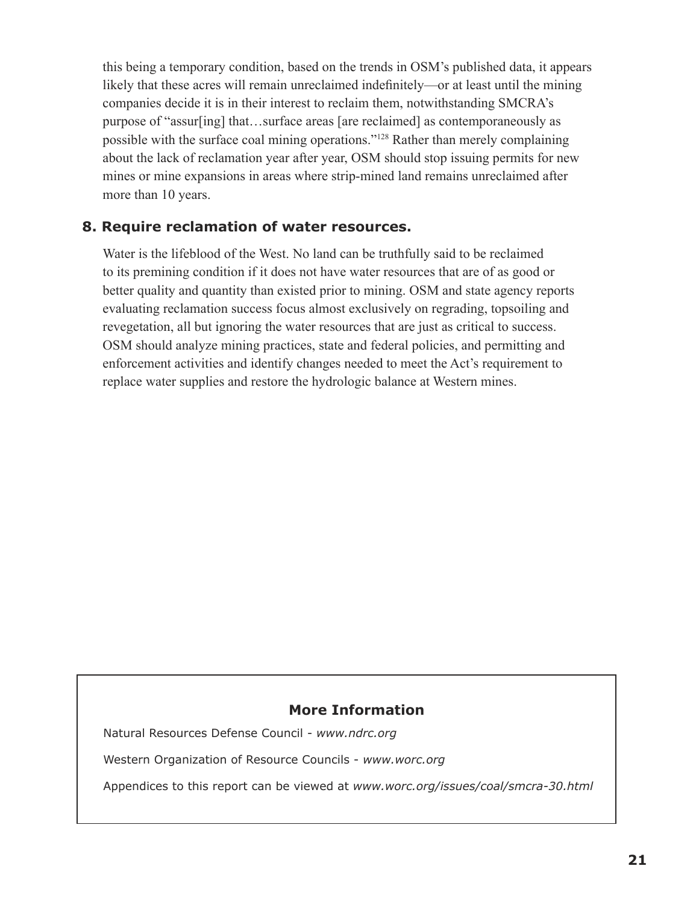this being a temporary condition, based on the trends in OSM's published data, it appears likely that these acres will remain unreclaimed indefinitely—or at least until the mining companies decide it is in their interest to reclaim them, notwithstanding SMCRA's purpose of "assur[ing] that…surface areas [are reclaimed] as contemporaneously as possible with the surface coal mining operations."[128] Rather than merely complaining about the lack of reclamation year after year, OSM should stop issuing permits for new mines or mine expansions in areas where strip-mined land remains unreclaimed after more than 10 years.

### 8. Require reclamation of water resources.

Water is the lifeblood of the West. No land can be truthfully said to be reclaimed to its premining condition if it does not have water resources that are of as good or better quality and quantity than existed prior to mining. OSM and state agency reports evaluating reclamation success focus almost exclusively on regrading, topsoiling and revegetation, all but ignoring the water resources that are just as critical to success. OSM should analyze mining practices, state and federal policies, and permitting and enforcement activities and identify changes needed to meet the Act's requirement to replace water supplies and restore the hydrologic balance at Western mines.

### More Information

Natural Resources Defense Council - *www.ndrc.org*

Western Organization of Resource Councils - *www.worc.org*

Appendices to this report can be viewed at *www.worc.org/issues/coal/smcra-30.html*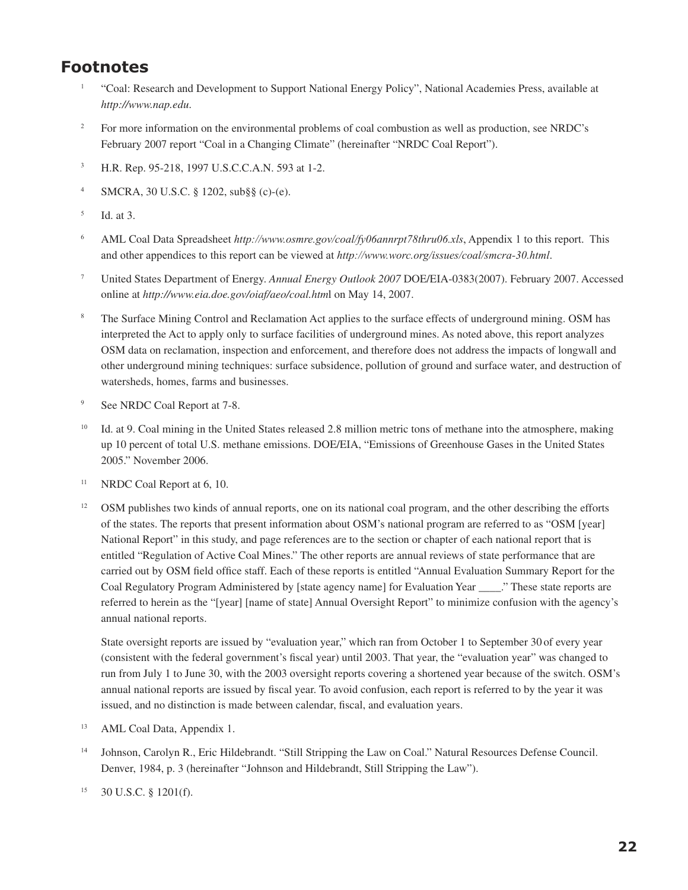## Footnotes

[1] "Coal: Research and Development to Support National Energy Policy", National Academies Press, available at *http://www.nap.edu*.

[2] For more information on the environmental problems of coal combustion as well as production, see NRDC's February 2007 report "Coal in a Changing Climate" (hereinafter "NRDC Coal Report").

[3] H.R. Rep. 95-218, 1997 U.S.C.C.A.N. 593 at 1-2.

[4] SMCRA, 30 U.S.C. § 1202, sub§§ (c)-(e).

[5] Id. at 3.

[6] AML Coal Data Spreadsheet *http://www.osmre.gov/coal/fy06annrpt78thru06.xls*, Appendix 1 to this report. This and other appendices to this report can be viewed at *http://www.worc.org/issues/coal/smcra-30.html*.

[7] United States Department of Energy. *Annual Energy Outlook 2007* DOE/EIA-0383(2007). February 2007. Accessed online at *http://www.eia.doe.gov/oiaf/aeo/coal.htm*l on May 14, 2007.

[8] The Surface Mining Control and Reclamation Act applies to the surface effects of underground mining. OSM has interpreted the Act to apply only to surface facilities of underground mines. As noted above, this report analyzes OSM data on reclamation, inspection and enforcement, and therefore does not address the impacts of longwall and other underground mining techniques: surface subsidence, pollution of ground and surface water, and destruction of watersheds, homes, farms and businesses.

[9] See NRDC Coal Report at 7-8.

[10] Id. at 9. Coal mining in the United States released 2.8 million metric tons of methane into the atmosphere, making up 10 percent of total U.S. methane emissions. DOE/EIA, "Emissions of Greenhouse Gases in the United States 2005." November 2006.

[11] NRDC Coal Report at 6, 10.

[12] OSM publishes two kinds of annual reports, one on its national coal program, and the other describing the efforts of the states. The reports that present information about OSM's national program are referred to as "OSM [year] National Report" in this study, and page references are to the section or chapter of each national report that is entitled "Regulation of Active Coal Mines." The other reports are annual reviews of state performance that are carried out by OSM field office staff. Each of these reports is entitled "Annual Evaluation Summary Report for the Coal Regulatory Program Administered by [state agency name] for Evaluation Year ____." These state reports are referred to herein as the "[year] [name of state] Annual Oversight Report" to minimize confusion with the agency's annual national reports.

State oversight reports are issued by "evaluation year," which ran from October 1 to September 30 of every year (consistent with the federal government's fiscal year) until 2003. That year, the "evaluation year" was changed to run from July 1 to June 30, with the 2003 oversight reports covering a shortened year because of the switch. OSM's annual national reports are issued by fiscal year. To avoid confusion, each report is referred to by the year it was issued, and no distinction is made between calendar, fiscal, and evaluation years.

[13] AML Coal Data, Appendix 1.

[14] Johnson, Carolyn R., Eric Hildebrandt. "Still Stripping the Law on Coal." Natural Resources Defense Council. Denver, 1984, p. 3 (hereinafter "Johnson and Hildebrandt, Still Stripping the Law").

[15] 30 U.S.C. § 1201(f).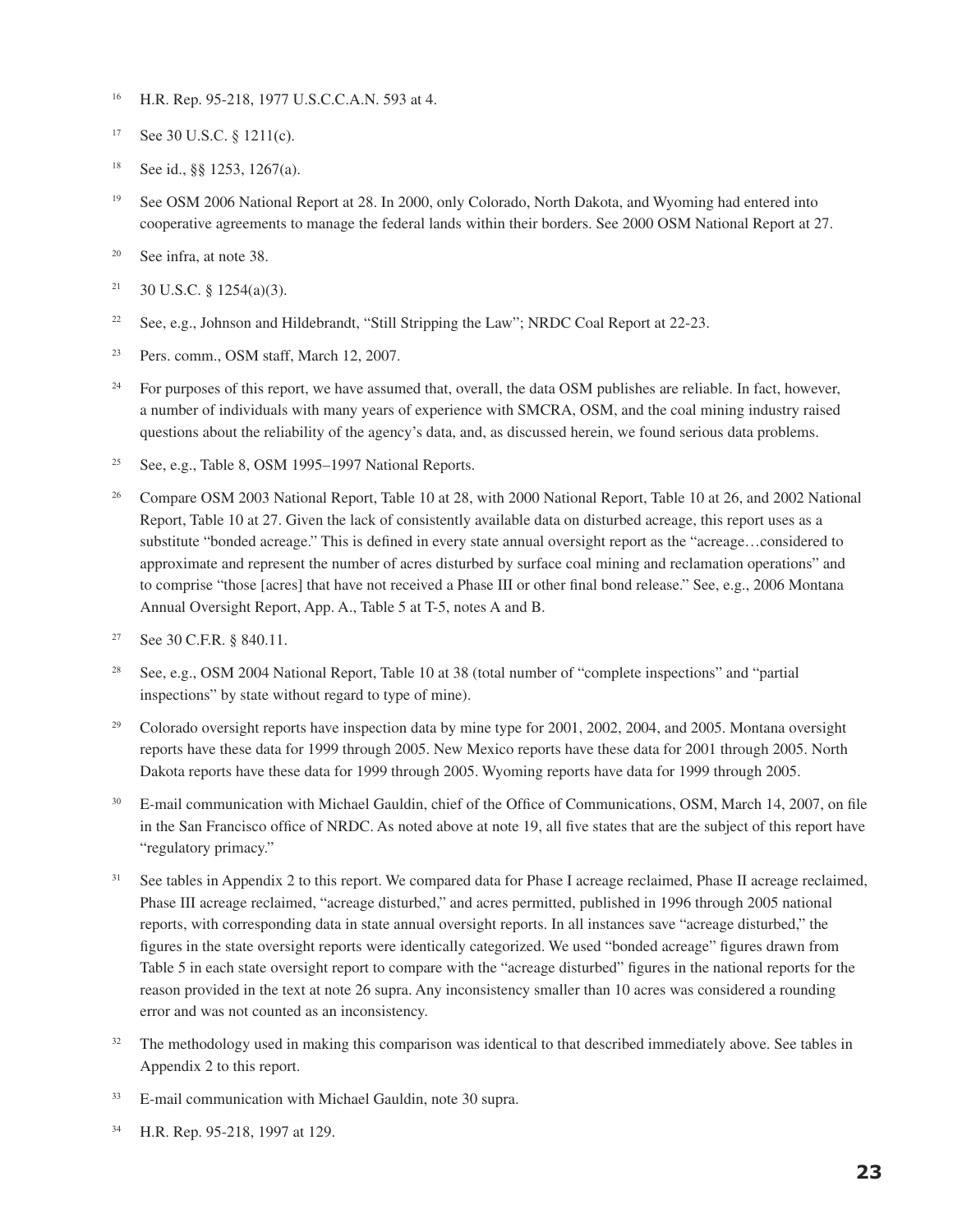[16] H.R. Rep. 95-218, 1977 U.S.C.C.A.N. 593 at 4.

[17] See 30 U.S.C. § 1211(c).

[18] See id., §§ 1253, 1267(a).

[19] See OSM 2006 National Report at 28. In 2000, only Colorado, North Dakota, and Wyoming had entered into cooperative agreements to manage the federal lands within their borders. See 2000 OSM National Report at 27.

[20] See infra, at note 38.

[21] 30 U.S.C. § 1254(a)(3).

[22] See, e.g., Johnson and Hildebrandt, "Still Stripping the Law"; NRDC Coal Report at 22-23.

[23] Pers. comm., OSM staff, March 12, 2007.

[24] For purposes of this report, we have assumed that, overall, the data OSM publishes are reliable. In fact, however, a number of individuals with many years of experience with SMCRA, OSM, and the coal mining industry raised questions about the reliability of the agency's data, and, as discussed herein, we found serious data problems.

[25] See, e.g., Table 8, OSM 1995–1997 National Reports.

[26] Compare OSM 2003 National Report, Table 10 at 28, with 2000 National Report, Table 10 at 26, and 2002 National Report, Table 10 at 27. Given the lack of consistently available data on disturbed acreage, this report uses as a substitute "bonded acreage." This is defined in every state annual oversight report as the "acreage…considered to approximate and represent the number of acres disturbed by surface coal mining and reclamation operations" and to comprise "those [acres] that have not received a Phase III or other final bond release." See, e.g., 2006 Montana Annual Oversight Report, App. A., Table 5 at T-5, notes A and B.

[27] See 30 C.F.R. § 840.11.

[28] See, e.g., OSM 2004 National Report, Table 10 at 38 (total number of "complete inspections" and "partial inspections" by state without regard to type of mine).

[29] Colorado oversight reports have inspection data by mine type for 2001, 2002, 2004, and 2005. Montana oversight reports have these data for 1999 through 2005. New Mexico reports have these data for 2001 through 2005. North Dakota reports have these data for 1999 through 2005. Wyoming reports have data for 1999 through 2005.

[30] E-mail communication with Michael Gauldin, chief of the Office of Communications, OSM, March 14, 2007, on file in the San Francisco office of NRDC. As noted above at note 19, all five states that are the subject of this report have "regulatory primacy."

[31] See tables in Appendix 2 to this report. We compared data for Phase I acreage reclaimed, Phase II acreage reclaimed, Phase III acreage reclaimed, "acreage disturbed," and acres permitted, published in 1996 through 2005 national reports, with corresponding data in state annual oversight reports. In all instances save "acreage disturbed," the figures in the state oversight reports were identically categorized. We used "bonded acreage" figures drawn from Table 5 in each state oversight report to compare with the "acreage disturbed" figures in the national reports for the reason provided in the text at note 26 supra. Any inconsistency smaller than 10 acres was considered a rounding error and was not counted as an inconsistency.

[32] The methodology used in making this comparison was identical to that described immediately above. See tables in Appendix 2 to this report.

[33] E-mail communication with Michael Gauldin, note 30 supra.

[34] H.R. Rep. 95-218, 1997 at 129.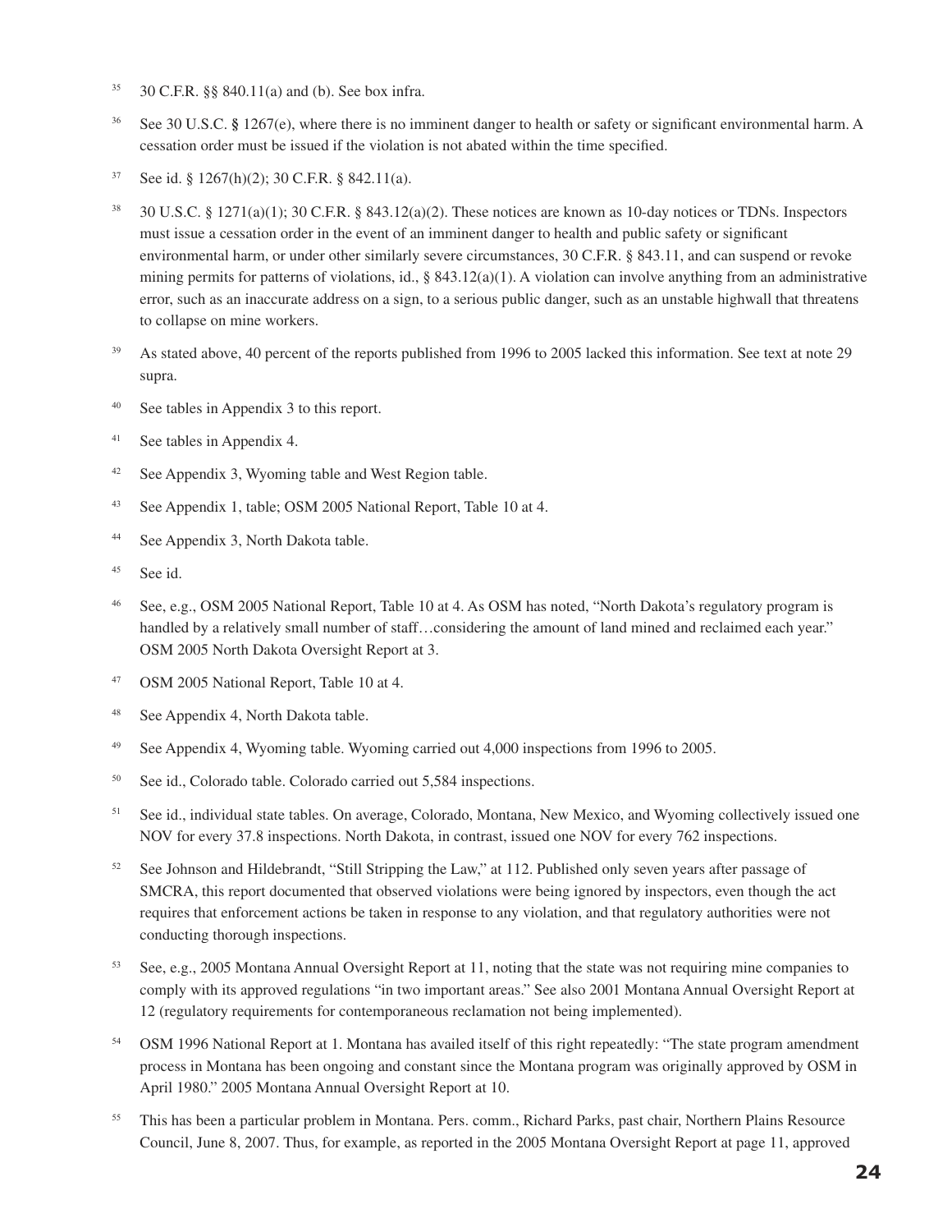[35] 30 C.F.R. §§ 840.11(a) and (b). See box infra.

[36] See 30 U.S.C. § 1267(e), where there is no imminent danger to health or safety or significant environmental harm. A cessation order must be issued if the violation is not abated within the time specified.

[37] See id. § 1267(h)(2); 30 C.F.R. § 842.11(a).

[38] 30 U.S.C. § 1271(a)(1); 30 C.F.R. § 843.12(a)(2). These notices are known as 10-day notices or TDNs. Inspectors must issue a cessation order in the event of an imminent danger to health and public safety or significant environmental harm, or under other similarly severe circumstances, 30 C.F.R. § 843.11, and can suspend or revoke mining permits for patterns of violations, id., § 843.12(a)(1). A violation can involve anything from an administrative error, such as an inaccurate address on a sign, to a serious public danger, such as an unstable highwall that threatens to collapse on mine workers.

[39] As stated above, 40 percent of the reports published from 1996 to 2005 lacked this information. See text at note 29 supra.

[40] See tables in Appendix 3 to this report.

[41] See tables in Appendix 4.

[42] See Appendix 3, Wyoming table and West Region table.

[43] See Appendix 1, table; OSM 2005 National Report, Table 10 at 4.

[44] See Appendix 3, North Dakota table.

[45] See id.

[46] See, e.g., OSM 2005 National Report, Table 10 at 4. As OSM has noted, "North Dakota's regulatory program is handled by a relatively small number of staff…considering the amount of land mined and reclaimed each year." OSM 2005 North Dakota Oversight Report at 3.

[47] OSM 2005 National Report, Table 10 at 4.

[48] See Appendix 4, North Dakota table.

[49] See Appendix 4, Wyoming table. Wyoming carried out 4,000 inspections from 1996 to 2005.

[50] See id., Colorado table. Colorado carried out 5,584 inspections.

[51] See id., individual state tables. On average, Colorado, Montana, New Mexico, and Wyoming collectively issued one NOV for every 37.8 inspections. North Dakota, in contrast, issued one NOV for every 762 inspections.

[52] See Johnson and Hildebrandt, "Still Stripping the Law," at 112. Published only seven years after passage of SMCRA, this report documented that observed violations were being ignored by inspectors, even though the act requires that enforcement actions be taken in response to any violation, and that regulatory authorities were not conducting thorough inspections.

[53] See, e.g., 2005 Montana Annual Oversight Report at 11, noting that the state was not requiring mine companies to comply with its approved regulations "in two important areas." See also 2001 Montana Annual Oversight Report at 12 (regulatory requirements for contemporaneous reclamation not being implemented).

[54] OSM 1996 National Report at 1. Montana has availed itself of this right repeatedly: "The state program amendment process in Montana has been ongoing and constant since the Montana program was originally approved by OSM in April 1980." 2005 Montana Annual Oversight Report at 10.

[55] This has been a particular problem in Montana. Pers. comm., Richard Parks, past chair, Northern Plains Resource Council, June 8, 2007. Thus, for example, as reported in the 2005 Montana Oversight Report at page 11, approved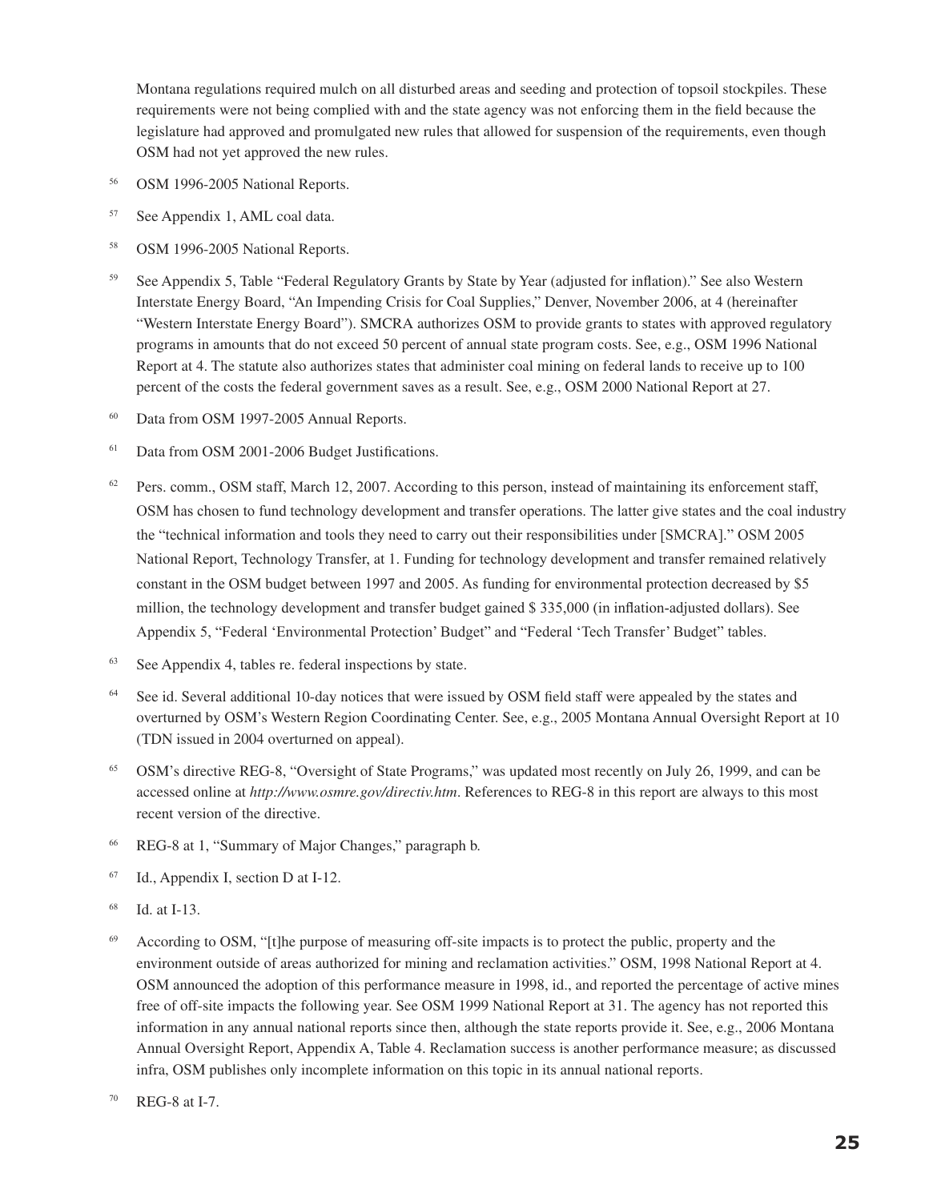Montana regulations required mulch on all disturbed areas and seeding and protection of topsoil stockpiles. These requirements were not being complied with and the state agency was not enforcing them in the field because the legislature had approved and promulgated new rules that allowed for suspension of the requirements, even though OSM had not yet approved the new rules.

[56] OSM 1996-2005 National Reports.

[57] See Appendix 1, AML coal data.

[58] OSM 1996-2005 National Reports.

[59] See Appendix 5, Table "Federal Regulatory Grants by State by Year (adjusted for inflation)." See also Western Interstate Energy Board, "An Impending Crisis for Coal Supplies," Denver, November 2006, at 4 (hereinafter "Western Interstate Energy Board"). SMCRA authorizes OSM to provide grants to states with approved regulatory programs in amounts that do not exceed 50 percent of annual state program costs. See, e.g., OSM 1996 National Report at 4. The statute also authorizes states that administer coal mining on federal lands to receive up to 100 percent of the costs the federal government saves as a result. See, e.g., OSM 2000 National Report at 27.

[60] Data from OSM 1997-2005 Annual Reports.

[61] Data from OSM 2001-2006 Budget Justifications.

[62] Pers. comm., OSM staff, March 12, 2007. According to this person, instead of maintaining its enforcement staff, OSM has chosen to fund technology development and transfer operations. The latter give states and the coal industry the "technical information and tools they need to carry out their responsibilities under [SMCRA]." OSM 2005 National Report, Technology Transfer, at 1. Funding for technology development and transfer remained relatively constant in the OSM budget between 1997 and 2005. As funding for environmental protection decreased by $5 million, the technology development and transfer budget gained $ 335,000 (in inflation-adjusted dollars). See Appendix 5, "Federal 'Environmental Protection' Budget" and "Federal 'Tech Transfer' Budget" tables.

[63] See Appendix 4, tables re. federal inspections by state.

[64] See id. Several additional 10-day notices that were issued by OSM field staff were appealed by the states and overturned by OSM's Western Region Coordinating Center. See, e.g., 2005 Montana Annual Oversight Report at 10 (TDN issued in 2004 overturned on appeal).

[65] OSM's directive REG-8, "Oversight of State Programs," was updated most recently on July 26, 1999, and can be accessed online at *http://www.osmre.gov/directiv.htm*. References to REG-8 in this report are always to this most recent version of the directive.

[66] REG-8 at 1, "Summary of Major Changes," paragraph b.

[67] Id., Appendix I, section D at I-12.

[68] Id. at I-13.

[69] According to OSM, "[t]he purpose of measuring off-site impacts is to protect the public, property and the environment outside of areas authorized for mining and reclamation activities." OSM, 1998 National Report at 4. OSM announced the adoption of this performance measure in 1998, id., and reported the percentage of active mines free of off-site impacts the following year. See OSM 1999 National Report at 31. The agency has not reported this information in any annual national reports since then, although the state reports provide it. See, e.g., 2006 Montana Annual Oversight Report, Appendix A, Table 4. Reclamation success is another performance measure; as discussed infra, OSM publishes only incomplete information on this topic in its annual national reports.

[70] REG-8 at I-7.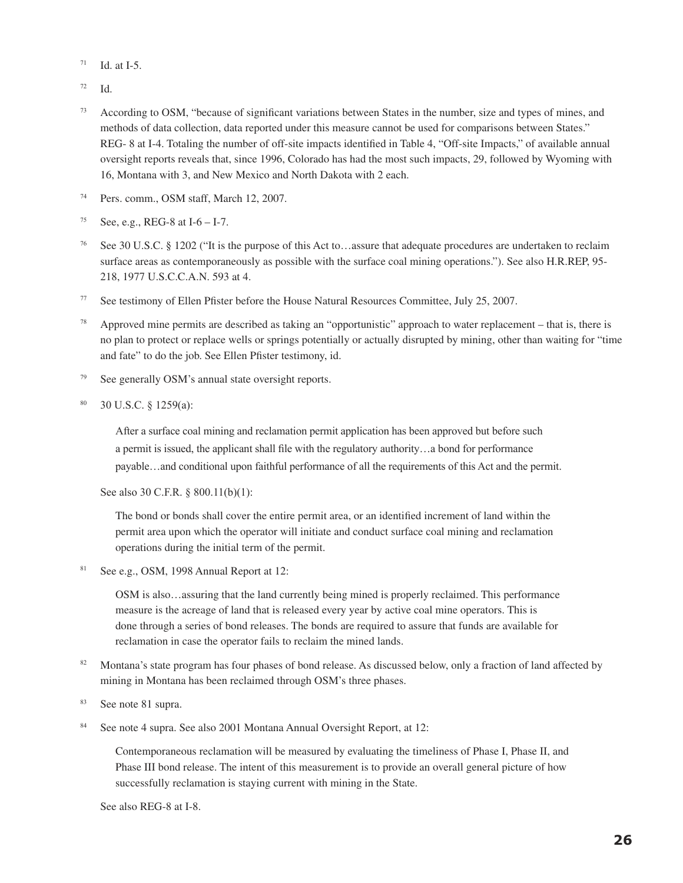[71] Id. at I-5.

[72] Id.

[73] According to OSM, "because of significant variations between States in the number, size and types of mines, and methods of data collection, data reported under this measure cannot be used for comparisons between States." REG- 8 at I-4. Totaling the number of off-site impacts identified in Table 4, "Off-site Impacts," of available annual oversight reports reveals that, since 1996, Colorado has had the most such impacts, 29, followed by Wyoming with 16, Montana with 3, and New Mexico and North Dakota with 2 each.

[74] Pers. comm., OSM staff, March 12, 2007.

[75] See, e.g., REG-8 at I-6 – I-7.

[76] See 30 U.S.C. § 1202 ("It is the purpose of this Act to…assure that adequate procedures are undertaken to reclaim surface areas as contemporaneously as possible with the surface coal mining operations."). See also H.R.REP, 95-218, 1977 U.S.C.C.A.N. 593 at 4.

[77] See testimony of Ellen Pfister before the House Natural Resources Committee, July 25, 2007.

[78] Approved mine permits are described as taking an "opportunistic" approach to water replacement – that is, there is no plan to protect or replace wells or springs potentially or actually disrupted by mining, other than waiting for "time and fate" to do the job. See Ellen Pfister testimony, id.

[79] See generally OSM's annual state oversight reports.

[80] 30 U.S.C. § 1259(a):

> After a surface coal mining and reclamation permit application has been approved but before such a permit is issued, the applicant shall file with the regulatory authority…a bond for performance payable…and conditional upon faithful performance of all the requirements of this Act and the permit.

See also 30 C.F.R. § 800.11(b)(1):

> The bond or bonds shall cover the entire permit area, or an identified increment of land within the permit area upon which the operator will initiate and conduct surface coal mining and reclamation operations during the initial term of the permit.

[81] See e.g., OSM, 1998 Annual Report at 12:

> OSM is also…assuring that the land currently being mined is properly reclaimed. This performance measure is the acreage of land that is released every year by active coal mine operators. This is done through a series of bond releases. The bonds are required to assure that funds are available for reclamation in case the operator fails to reclaim the mined lands.

[82] Montana's state program has four phases of bond release. As discussed below, only a fraction of land affected by mining in Montana has been reclaimed through OSM's three phases.

[83] See note 81 supra.

[84] See note 4 supra. See also 2001 Montana Annual Oversight Report, at 12:

> Contemporaneous reclamation will be measured by evaluating the timeliness of Phase I, Phase II, and Phase III bond release. The intent of this measurement is to provide an overall general picture of how successfully reclamation is staying current with mining in the State.

See also REG-8 at I-8.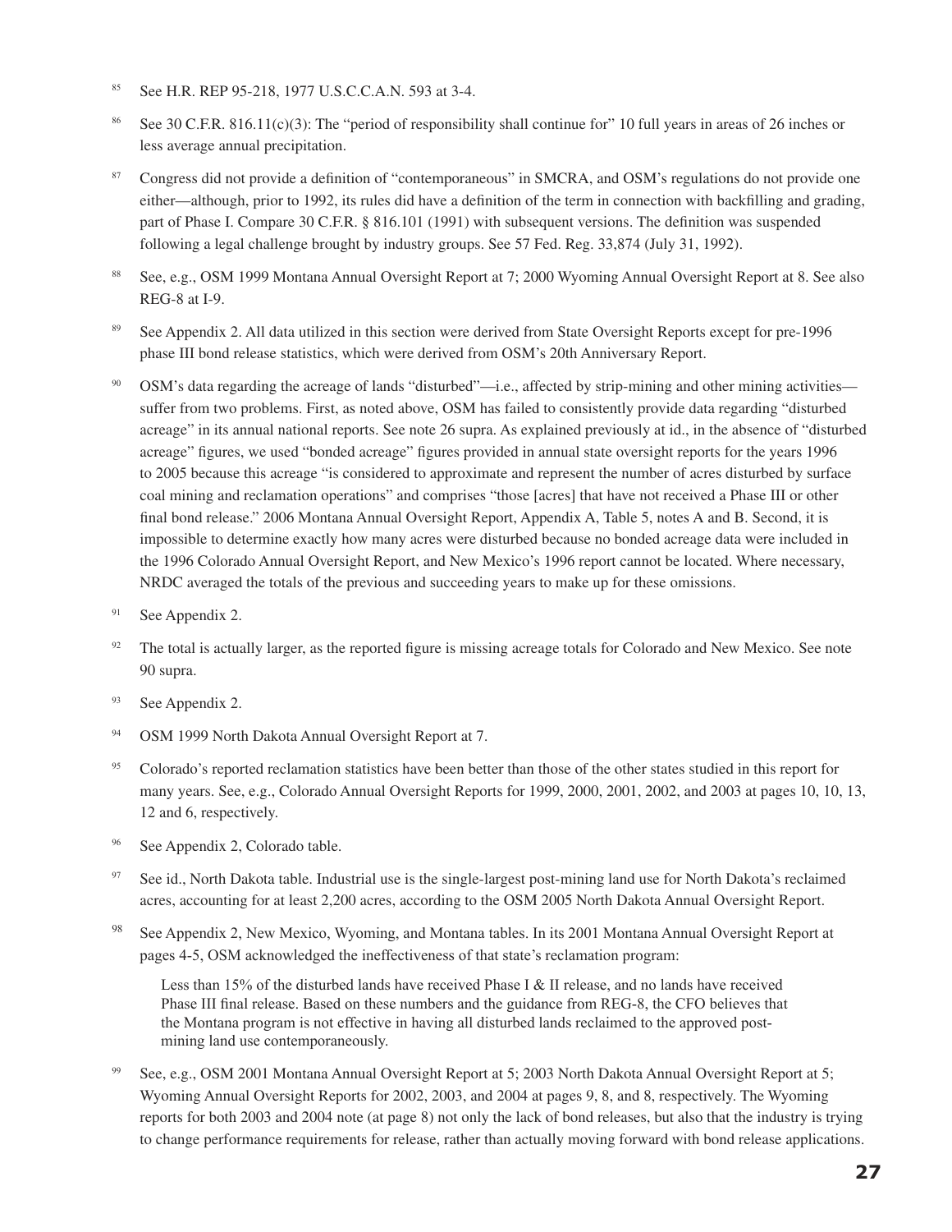[85] See H.R. REP 95-218, 1977 U.S.C.C.A.N. 593 at 3-4.

[86] See 30 C.F.R. 816.11(c)(3): The "period of responsibility shall continue for" 10 full years in areas of 26 inches or less average annual precipitation.

[87] Congress did not provide a definition of "contemporaneous" in SMCRA, and OSM's regulations do not provide one either—although, prior to 1992, its rules did have a definition of the term in connection with backfilling and grading, part of Phase I. Compare 30 C.F.R. § 816.101 (1991) with subsequent versions. The definition was suspended following a legal challenge brought by industry groups. See 57 Fed. Reg. 33,874 (July 31, 1992).

[88] See, e.g., OSM 1999 Montana Annual Oversight Report at 7; 2000 Wyoming Annual Oversight Report at 8. See also REG-8 at I-9.

[89] See Appendix 2. All data utilized in this section were derived from State Oversight Reports except for pre-1996 phase III bond release statistics, which were derived from OSM's 20th Anniversary Report.

[90] OSM's data regarding the acreage of lands "disturbed"—i.e., affected by strip-mining and other mining activities—suffer from two problems. First, as noted above, OSM has failed to consistently provide data regarding "disturbed acreage" in its annual national reports. See note 26 supra. As explained previously at id., in the absence of "disturbed acreage" figures, we used "bonded acreage" figures provided in annual state oversight reports for the years 1996 to 2005 because this acreage "is considered to approximate and represent the number of acres disturbed by surface coal mining and reclamation operations" and comprises "those [acres] that have not received a Phase III or other final bond release." 2006 Montana Annual Oversight Report, Appendix A, Table 5, notes A and B. Second, it is impossible to determine exactly how many acres were disturbed because no bonded acreage data were included in the 1996 Colorado Annual Oversight Report, and New Mexico's 1996 report cannot be located. Where necessary, NRDC averaged the totals of the previous and succeeding years to make up for these omissions.

[91] See Appendix 2.

[92] The total is actually larger, as the reported figure is missing acreage totals for Colorado and New Mexico. See note 90 supra.

[93] See Appendix 2.

[94] OSM 1999 North Dakota Annual Oversight Report at 7.

[95] Colorado's reported reclamation statistics have been better than those of the other states studied in this report for many years. See, e.g., Colorado Annual Oversight Reports for 1999, 2000, 2001, 2002, and 2003 at pages 10, 10, 13, 12 and 6, respectively.

[96] See Appendix 2, Colorado table.

[97] See id., North Dakota table. Industrial use is the single-largest post-mining land use for North Dakota's reclaimed acres, accounting for at least 2,200 acres, according to the OSM 2005 North Dakota Annual Oversight Report.

[98] See Appendix 2, New Mexico, Wyoming, and Montana tables. In its 2001 Montana Annual Oversight Report at pages 4-5, OSM acknowledged the ineffectiveness of that state's reclamation program:

> Less than 15% of the disturbed lands have received Phase I & II release, and no lands have received Phase III final release. Based on these numbers and the guidance from REG-8, the CFO believes that the Montana program is not effective in having all disturbed lands reclaimed to the approved post-mining land use contemporaneously.

[99] See, e.g., OSM 2001 Montana Annual Oversight Report at 5; 2003 North Dakota Annual Oversight Report at 5; Wyoming Annual Oversight Reports for 2002, 2003, and 2004 at pages 9, 8, and 8, respectively. The Wyoming reports for both 2003 and 2004 note (at page 8) not only the lack of bond releases, but also that the industry is trying to change performance requirements for release, rather than actually moving forward with bond release applications.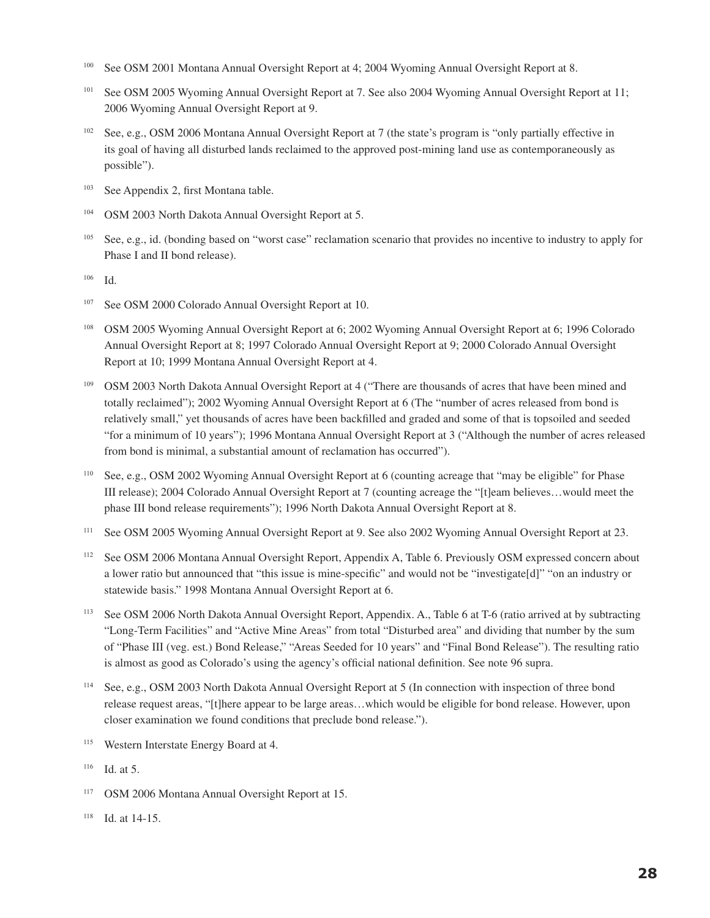[100] See OSM 2001 Montana Annual Oversight Report at 4; 2004 Wyoming Annual Oversight Report at 8.

[101] See OSM 2005 Wyoming Annual Oversight Report at 7. See also 2004 Wyoming Annual Oversight Report at 11; 2006 Wyoming Annual Oversight Report at 9.

[102] See, e.g., OSM 2006 Montana Annual Oversight Report at 7 (the state's program is "only partially effective in its goal of having all disturbed lands reclaimed to the approved post-mining land use as contemporaneously as possible").

[103] See Appendix 2, first Montana table.

[104] OSM 2003 North Dakota Annual Oversight Report at 5.

[105] See, e.g., id. (bonding based on "worst case" reclamation scenario that provides no incentive to industry to apply for Phase I and II bond release).

[106] Id.

[107] See OSM 2000 Colorado Annual Oversight Report at 10.

[108] OSM 2005 Wyoming Annual Oversight Report at 6; 2002 Wyoming Annual Oversight Report at 6; 1996 Colorado Annual Oversight Report at 8; 1997 Colorado Annual Oversight Report at 9; 2000 Colorado Annual Oversight Report at 10; 1999 Montana Annual Oversight Report at 4.

[109] OSM 2003 North Dakota Annual Oversight Report at 4 ("There are thousands of acres that have been mined and totally reclaimed"); 2002 Wyoming Annual Oversight Report at 6 (The "number of acres released from bond is relatively small," yet thousands of acres have been backfilled and graded and some of that is topsoiled and seeded "for a minimum of 10 years"); 1996 Montana Annual Oversight Report at 3 ("Although the number of acres released from bond is minimal, a substantial amount of reclamation has occurred").

[110] See, e.g., OSM 2002 Wyoming Annual Oversight Report at 6 (counting acreage that "may be eligible" for Phase III release); 2004 Colorado Annual Oversight Report at 7 (counting acreage the "[t]eam believes…would meet the phase III bond release requirements"); 1996 North Dakota Annual Oversight Report at 8.

[111] See OSM 2005 Wyoming Annual Oversight Report at 9. See also 2002 Wyoming Annual Oversight Report at 23.

[112] See OSM 2006 Montana Annual Oversight Report, Appendix A, Table 6. Previously OSM expressed concern about a lower ratio but announced that "this issue is mine-specific" and would not be "investigate[d]" "on an industry or statewide basis." 1998 Montana Annual Oversight Report at 6.

[113] See OSM 2006 North Dakota Annual Oversight Report, Appendix. A., Table 6 at T-6 (ratio arrived at by subtracting "Long-Term Facilities" and "Active Mine Areas" from total "Disturbed area" and dividing that number by the sum of "Phase III (veg. est.) Bond Release," "Areas Seeded for 10 years" and "Final Bond Release"). The resulting ratio is almost as good as Colorado's using the agency's official national definition. See note 96 supra.

[114] See, e.g., OSM 2003 North Dakota Annual Oversight Report at 5 (In connection with inspection of three bond release request areas, "[t]here appear to be large areas…which would be eligible for bond release. However, upon closer examination we found conditions that preclude bond release.").

[115] Western Interstate Energy Board at 4.

[116] Id. at 5.

[117] OSM 2006 Montana Annual Oversight Report at 15.

[118] Id. at 14-15.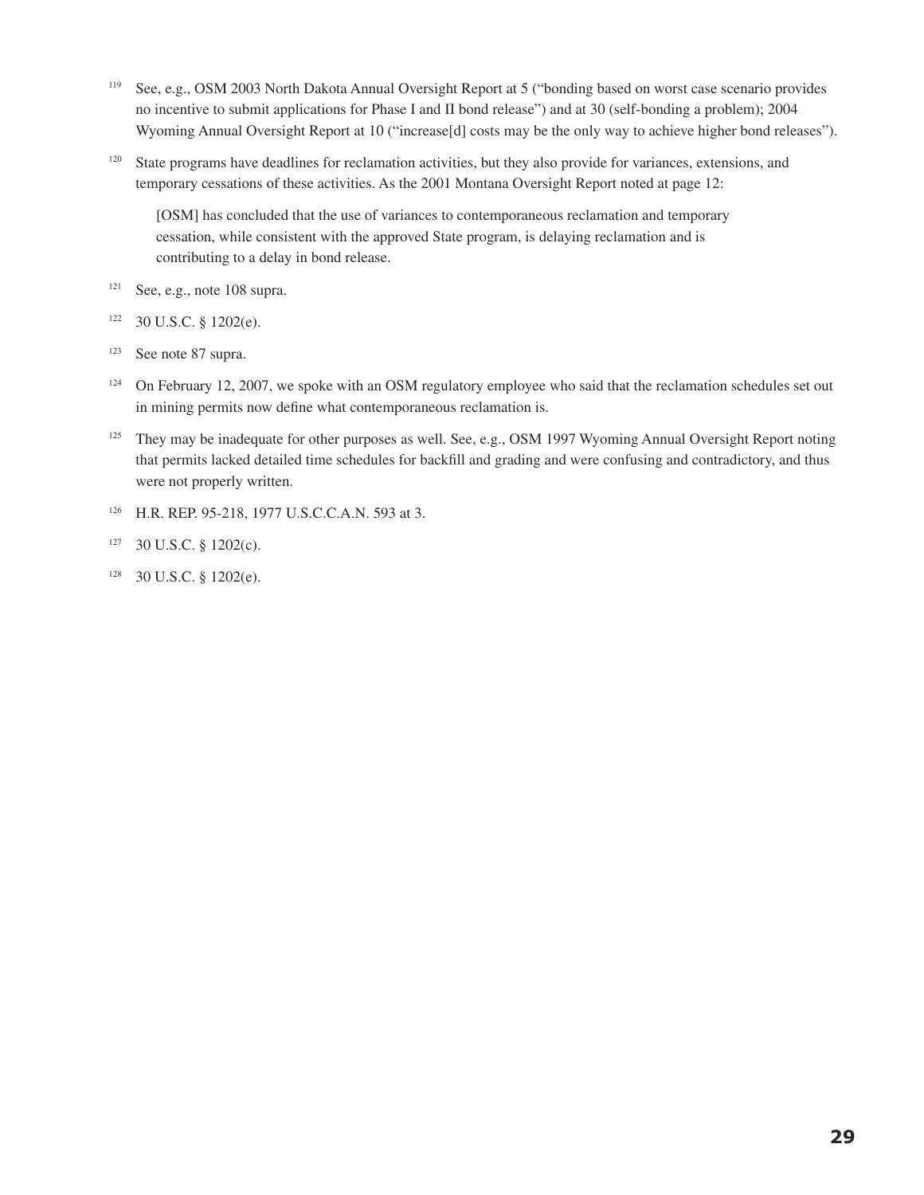[119] See, e.g., OSM 2003 North Dakota Annual Oversight Report at 5 ("bonding based on worst case scenario provides no incentive to submit applications for Phase I and II bond release") and at 30 (self-bonding a problem); 2004 Wyoming Annual Oversight Report at 10 ("increase[d] costs may be the only way to achieve higher bond releases").

[120] State programs have deadlines for reclamation activities, but they also provide for variances, extensions, and temporary cessations of these activities. As the 2001 Montana Oversight Report noted at page 12:

> [OSM] has concluded that the use of variances to contemporaneous reclamation and temporary cessation, while consistent with the approved State program, is delaying reclamation and is contributing to a delay in bond release.

[121] See, e.g., note 108 supra.

[122] 30 U.S.C. § 1202(e).

[123] See note 87 supra.

[124] On February 12, 2007, we spoke with an OSM regulatory employee who said that the reclamation schedules set out in mining permits now define what contemporaneous reclamation is.

[125] They may be inadequate for other purposes as well. See, e.g., OSM 1997 Wyoming Annual Oversight Report noting that permits lacked detailed time schedules for backfill and grading and were confusing and contradictory, and thus were not properly written.

[126] H.R. REP. 95-218, 1977 U.S.C.C.A.N. 593 at 3.

[127] 30 U.S.C. § 1202(c).

[128] 30 U.S.C. § 1202(e).